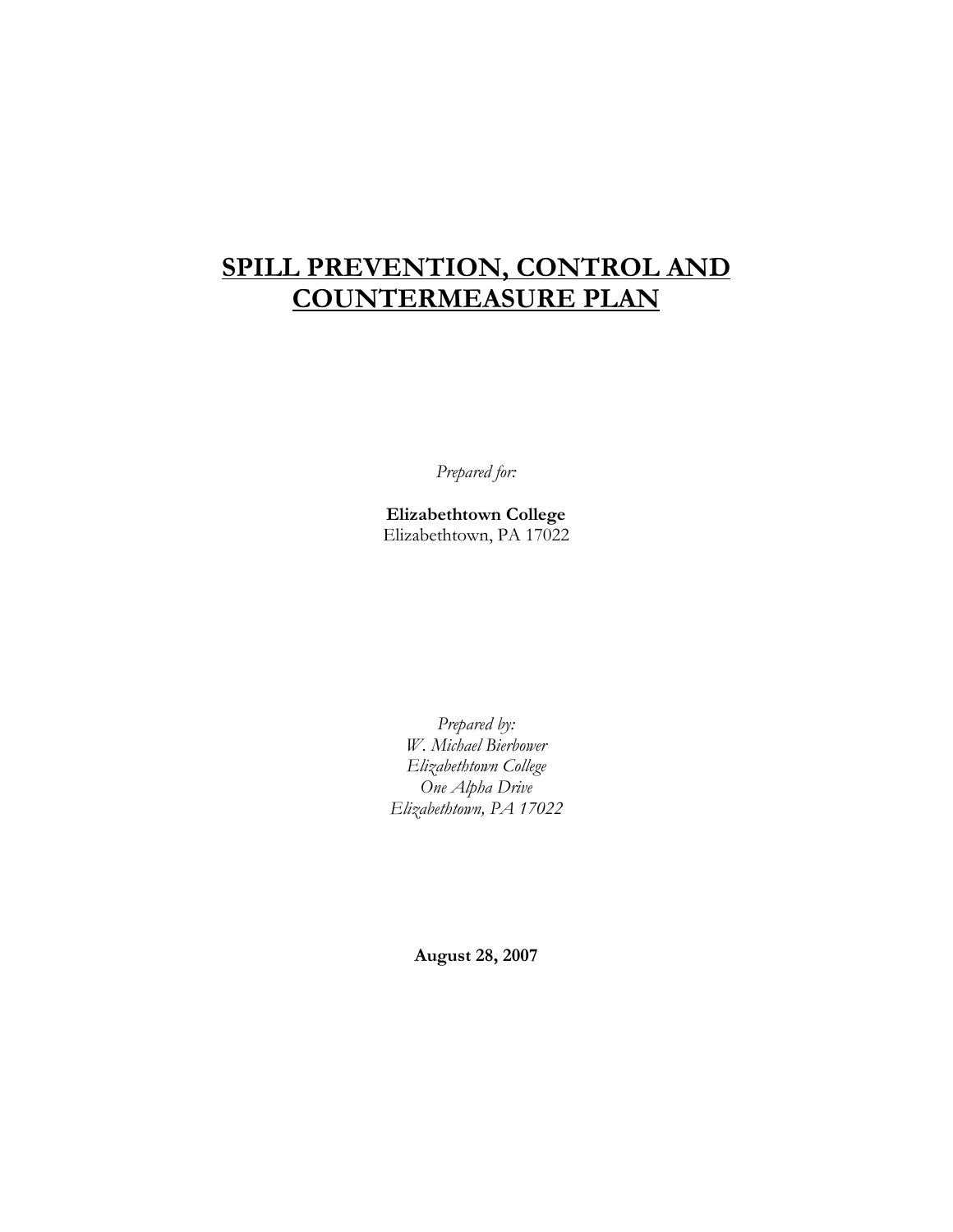# SPILL PREVENTION, CONTROL AND COUNTERMEASURE PLAN

*Prepared for:*

**Elizabethtown College**
Elizabethtown, PA 17022

*Prepared by:*
*W. Michael Bierbower*
*Elizabethtown College*
*One Alpha Drive*
*Elizabethtown, PA 17022*

**August 28, 2007**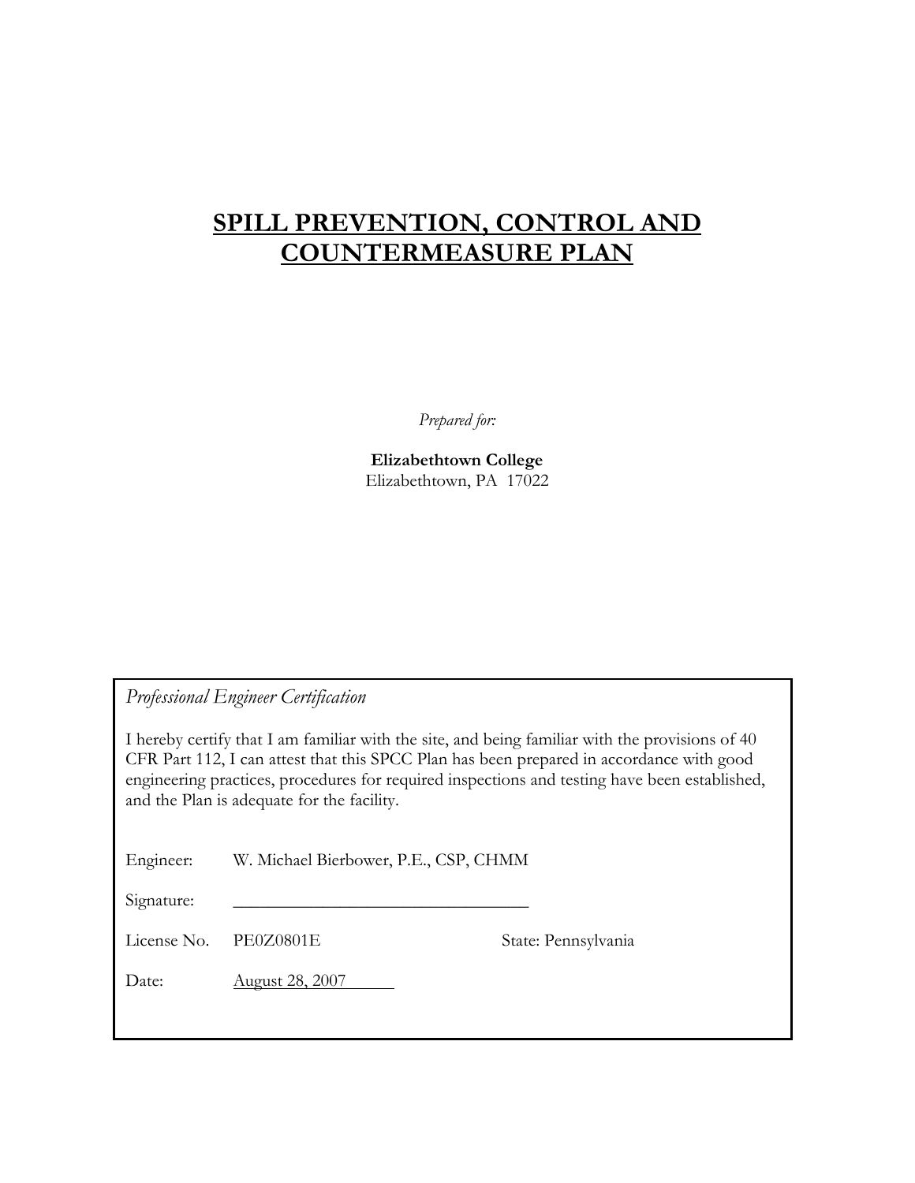# SPILL PREVENTION, CONTROL AND COUNTERMEASURE PLAN

*Prepared for:*

**Elizabethtown College**
Elizabethtown, PA 17022

*Professional Engineer Certification*

I hereby certify that I am familiar with the site, and being familiar with the provisions of 40 CFR Part 112, I can attest that this SPCC Plan has been prepared in accordance with good engineering practices, procedures for required inspections and testing have been established, and the Plan is adequate for the facility.

Engineer: W. Michael Bierbower, P.E., CSP, CHMM

Signature: ________________________________

License No. PE0Z0801E State: Pennsylvania

Date: August 28, 2007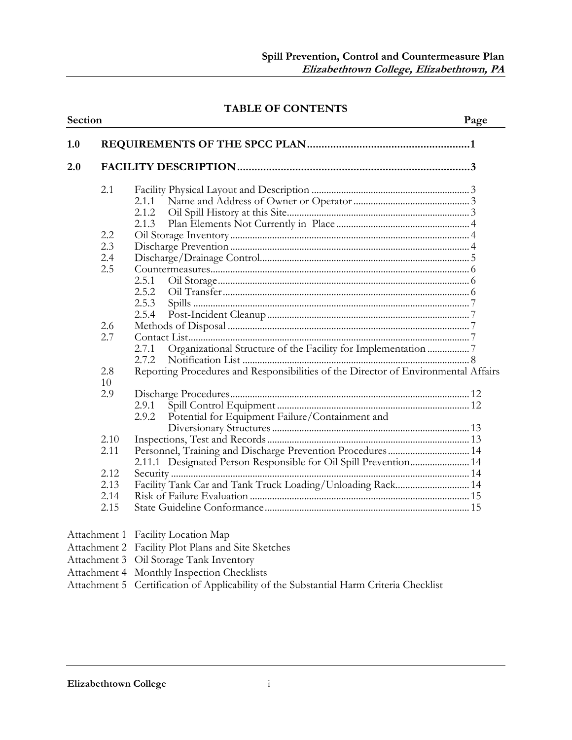## TABLE OF CONTENTS

| Section | | | Page |
|---|---|---|---|
| **1.0** | **REQUIREMENTS OF THE SPCC PLAN** | | **1** |
| **2.0** | **FACILITY DESCRIPTION** | | **3** |
| | 2.1 | Facility Physical Layout and Description | 3 |
| | | 2.1.1 Name and Address of Owner or Operator | 3 |
| | | 2.1.2 Oil Spill History at this Site | 3 |
| | | 2.1.3 Plan Elements Not Currently in Place | 4 |
| | 2.2 | Oil Storage Inventory | 4 |
| | 2.3 | Discharge Prevention | 4 |
| | 2.4 | Discharge/Drainage Control | 5 |
| | 2.5 | Countermeasures | 6 |
| | | 2.5.1 Oil Storage | 6 |
| | | 2.5.2 Oil Transfer | 6 |
| | | 2.5.3 Spills | 7 |
| | | 2.5.4 Post-Incident Cleanup | 7 |
| | 2.6 | Methods of Disposal | 7 |
| | 2.7 | Contact List | 7 |
| | | 2.7.1 Organizational Structure of the Facility for Implementation | 7 |
| | | 2.7.2 Notification List | 8 |
| | 2.8 | Reporting Procedures and Responsibilities of the Director of Environmental Affairs | 10 |
| | 2.9 | Discharge Procedures | 12 |
| | | 2.9.1 Spill Control Equipment | 12 |
| | | 2.9.2 Potential for Equipment Failure/Containment and Diversionary Structures | 13 |
| | 2.10 | Inspections, Test and Records | 13 |
| | 2.11 | Personnel, Training and Discharge Prevention Procedures | 14 |
| | | 2.11.1 Designated Person Responsible for Oil Spill Prevention | 14 |
| | 2.12 | Security | 14 |
| | 2.13 | Facility Tank Car and Tank Truck Loading/Unloading Rack | 14 |
| | 2.14 | Risk of Failure Evaluation | 15 |
| | 2.15 | State Guideline Conformance | 15 |

Attachment 1 Facility Location Map
Attachment 2 Facility Plot Plans and Site Sketches
Attachment 3 Oil Storage Tank Inventory
Attachment 4 Monthly Inspection Checklists
Attachment 5 Certification of Applicability of the Substantial Harm Criteria Checklist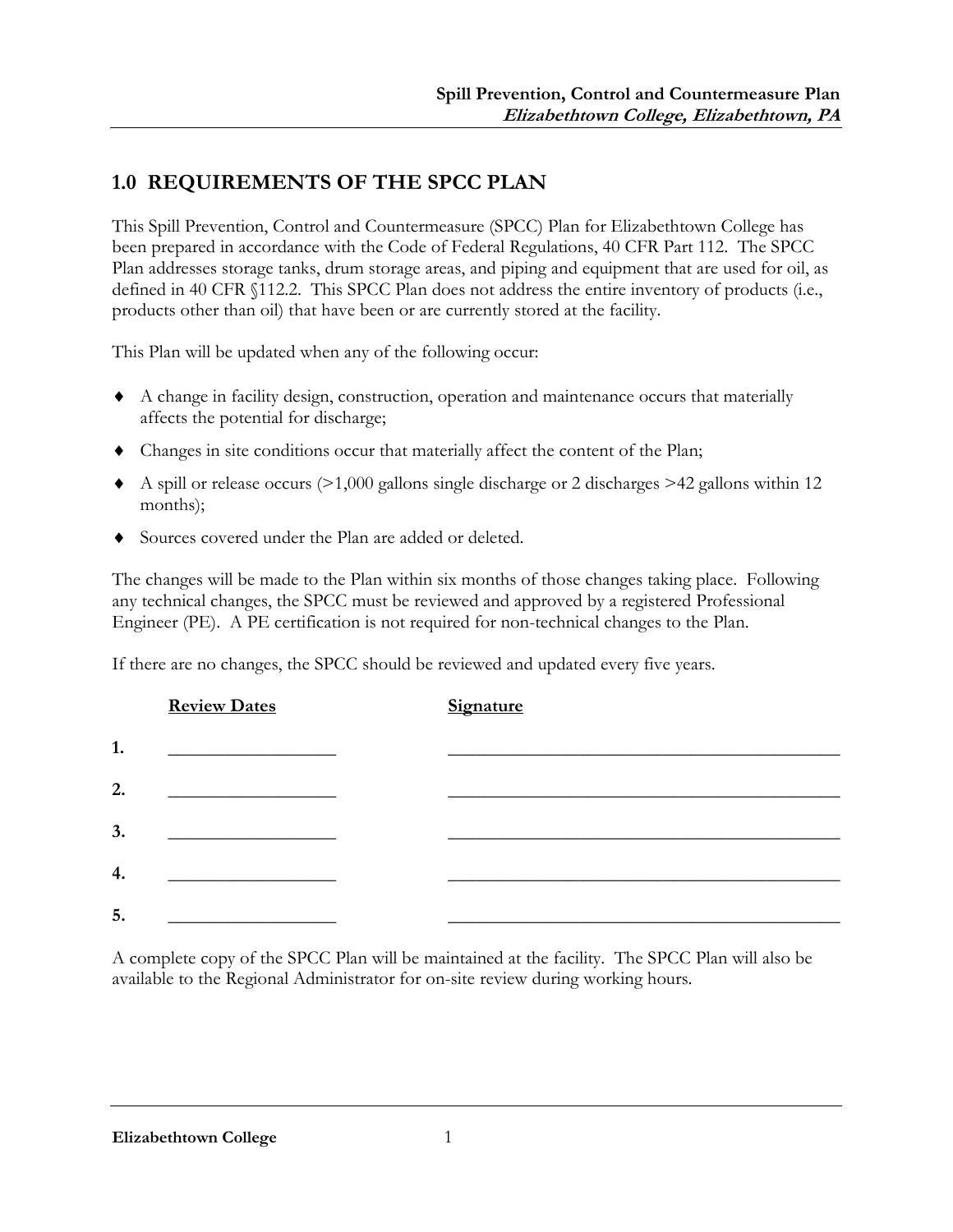## 1.0 REQUIREMENTS OF THE SPCC PLAN

This Spill Prevention, Control and Countermeasure (SPCC) Plan for Elizabethtown College has been prepared in accordance with the Code of Federal Regulations, 40 CFR Part 112. The SPCC Plan addresses storage tanks, drum storage areas, and piping and equipment that are used for oil, as defined in 40 CFR §112.2. This SPCC Plan does not address the entire inventory of products (i.e., products other than oil) that have been or are currently stored at the facility.

This Plan will be updated when any of the following occur:

- A change in facility design, construction, operation and maintenance occurs that materially affects the potential for discharge;
- Changes in site conditions occur that materially affect the content of the Plan;
- A spill or release occurs (>1,000 gallons single discharge or 2 discharges >42 gallons within 12 months);
- Sources covered under the Plan are added or deleted.

The changes will be made to the Plan within six months of those changes taking place. Following any technical changes, the SPCC must be reviewed and approved by a registered Professional Engineer (PE). A PE certification is not required for non-technical changes to the Plan.

If there are no changes, the SPCC should be reviewed and updated every five years.

| | Review Dates | Signature |
|---|---|---|
| 1. | __________________ | ____________________________________________ |
| 2. | __________________ | ____________________________________________ |
| 3. | __________________ | ____________________________________________ |
| 4. | __________________ | ____________________________________________ |
| 5. | __________________ | ____________________________________________ |

A complete copy of the SPCC Plan will be maintained at the facility. The SPCC Plan will also be available to the Regional Administrator for on-site review during working hours.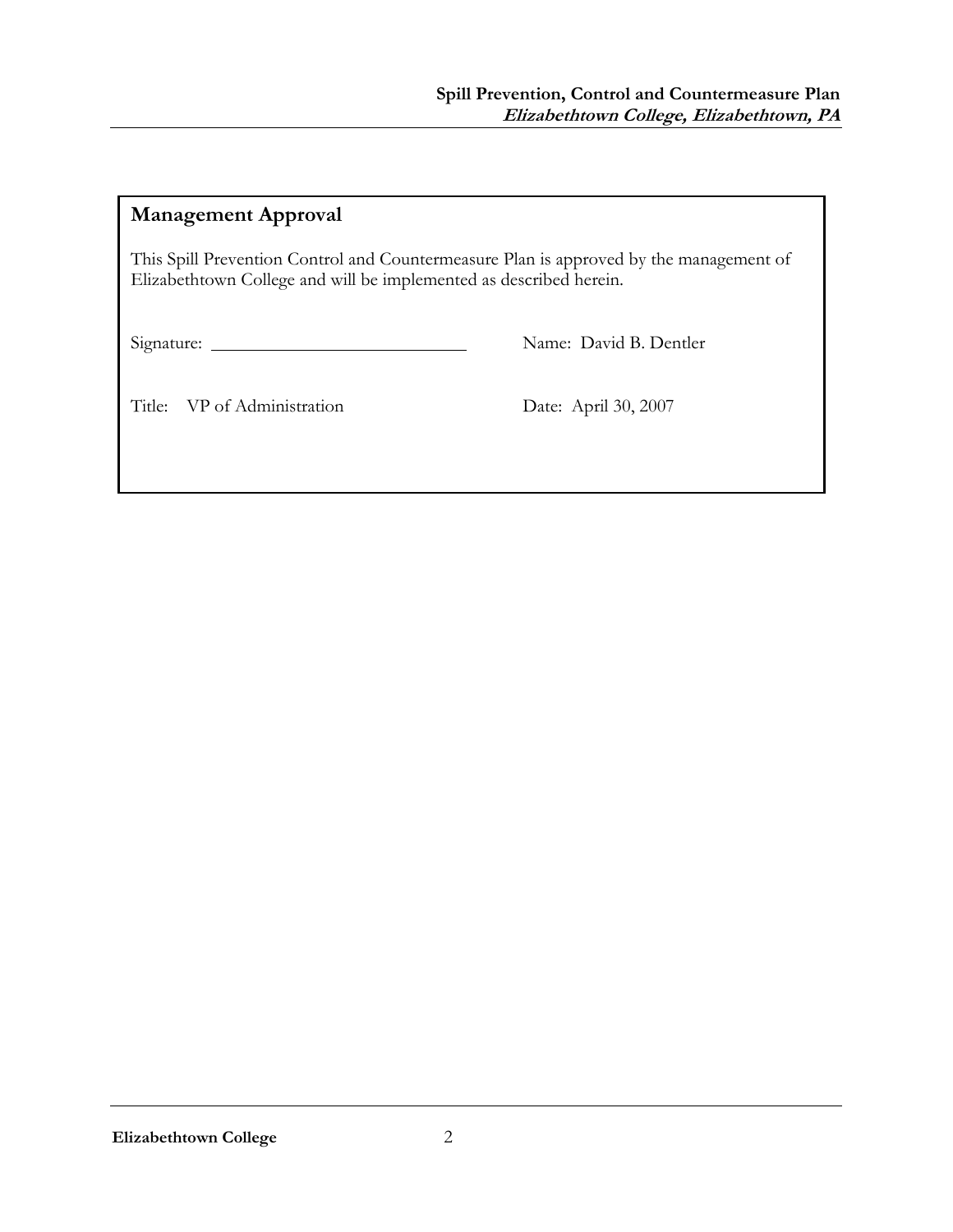## Management Approval

This Spill Prevention Control and Countermeasure Plan is approved by the management of Elizabethtown College and will be implemented as described herein.

Signature: ____________________________ Name: David B. Dentler

Title: VP of Administration Date: April 30, 2007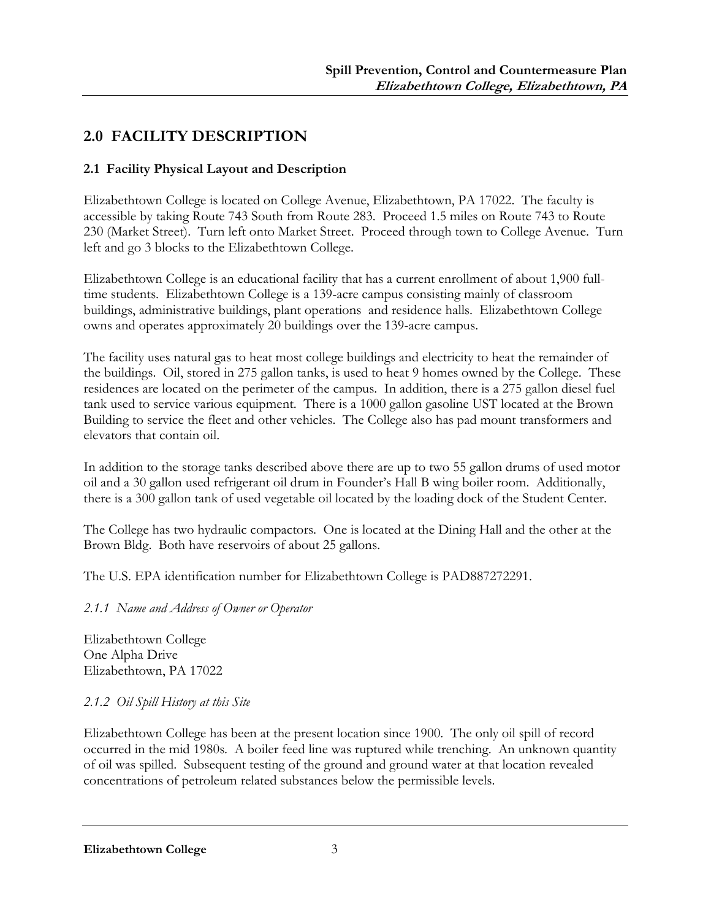# 2.0 FACILITY DESCRIPTION

## 2.1 Facility Physical Layout and Description

Elizabethtown College is located on College Avenue, Elizabethtown, PA 17022. The faculty is accessible by taking Route 743 South from Route 283. Proceed 1.5 miles on Route 743 to Route 230 (Market Street). Turn left onto Market Street. Proceed through town to College Avenue. Turn left and go 3 blocks to the Elizabethtown College.

Elizabethtown College is an educational facility that has a current enrollment of about 1,900 full-time students. Elizabethtown College is a 139-acre campus consisting mainly of classroom buildings, administrative buildings, plant operations and residence halls. Elizabethtown College owns and operates approximately 20 buildings over the 139-acre campus.

The facility uses natural gas to heat most college buildings and electricity to heat the remainder of the buildings. Oil, stored in 275 gallon tanks, is used to heat 9 homes owned by the College. These residences are located on the perimeter of the campus. In addition, there is a 275 gallon diesel fuel tank used to service various equipment. There is a 1000 gallon gasoline UST located at the Brown Building to service the fleet and other vehicles. The College also has pad mount transformers and elevators that contain oil.

In addition to the storage tanks described above there are up to two 55 gallon drums of used motor oil and a 30 gallon used refrigerant oil drum in Founder's Hall B wing boiler room. Additionally, there is a 300 gallon tank of used vegetable oil located by the loading dock of the Student Center.

The College has two hydraulic compactors. One is located at the Dining Hall and the other at the Brown Bldg. Both have reservoirs of about 25 gallons.

The U.S. EPA identification number for Elizabethtown College is PAD887272291.

### *2.1.1 Name and Address of Owner or Operator*

Elizabethtown College
One Alpha Drive
Elizabethtown, PA 17022

### *2.1.2 Oil Spill History at this Site*

Elizabethtown College has been at the present location since 1900. The only oil spill of record occurred in the mid 1980s. A boiler feed line was ruptured while trenching. An unknown quantity of oil was spilled. Subsequent testing of the ground and ground water at that location revealed concentrations of petroleum related substances below the permissible levels.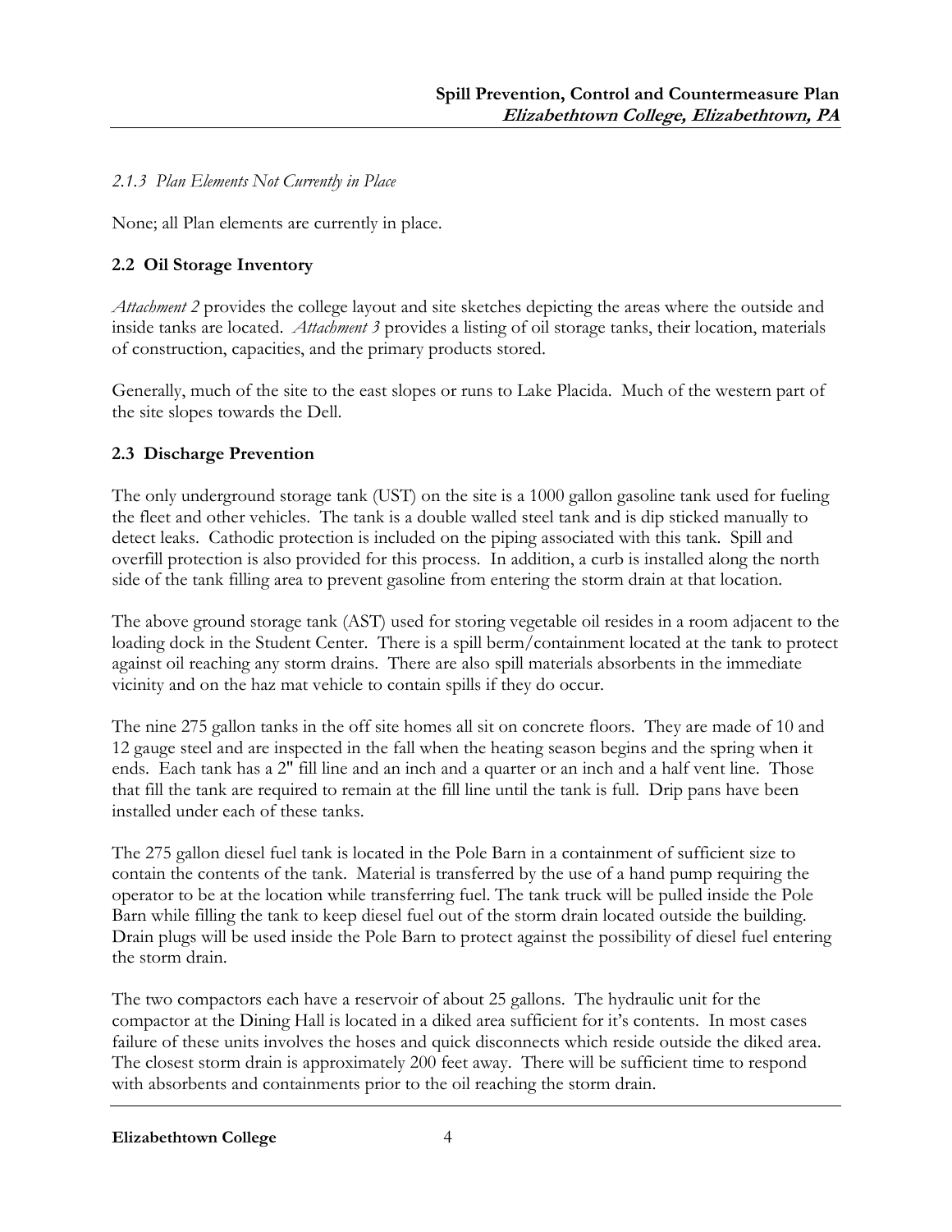*2.1.3 Plan Elements Not Currently in Place*

None; all Plan elements are currently in place.

## 2.2 Oil Storage Inventory

*Attachment 2* provides the college layout and site sketches depicting the areas where the outside and inside tanks are located. *Attachment 3* provides a listing of oil storage tanks, their location, materials of construction, capacities, and the primary products stored.

Generally, much of the site to the east slopes or runs to Lake Placida. Much of the western part of the site slopes towards the Dell.

## 2.3 Discharge Prevention

The only underground storage tank (UST) on the site is a 1000 gallon gasoline tank used for fueling the fleet and other vehicles. The tank is a double walled steel tank and is dip sticked manually to detect leaks. Cathodic protection is included on the piping associated with this tank. Spill and overfill protection is also provided for this process. In addition, a curb is installed along the north side of the tank filling area to prevent gasoline from entering the storm drain at that location.

The above ground storage tank (AST) used for storing vegetable oil resides in a room adjacent to the loading dock in the Student Center. There is a spill berm/containment located at the tank to protect against oil reaching any storm drains. There are also spill materials absorbents in the immediate vicinity and on the haz mat vehicle to contain spills if they do occur.

The nine 275 gallon tanks in the off site homes all sit on concrete floors. They are made of 10 and 12 gauge steel and are inspected in the fall when the heating season begins and the spring when it ends. Each tank has a 2" fill line and an inch and a quarter or an inch and a half vent line. Those that fill the tank are required to remain at the fill line until the tank is full. Drip pans have been installed under each of these tanks.

The 275 gallon diesel fuel tank is located in the Pole Barn in a containment of sufficient size to contain the contents of the tank. Material is transferred by the use of a hand pump requiring the operator to be at the location while transferring fuel. The tank truck will be pulled inside the Pole Barn while filling the tank to keep diesel fuel out of the storm drain located outside the building. Drain plugs will be used inside the Pole Barn to protect against the possibility of diesel fuel entering the storm drain.

The two compactors each have a reservoir of about 25 gallons. The hydraulic unit for the compactor at the Dining Hall is located in a diked area sufficient for it's contents. In most cases failure of these units involves the hoses and quick disconnects which reside outside the diked area. The closest storm drain is approximately 200 feet away. There will be sufficient time to respond with absorbents and containments prior to the oil reaching the storm drain.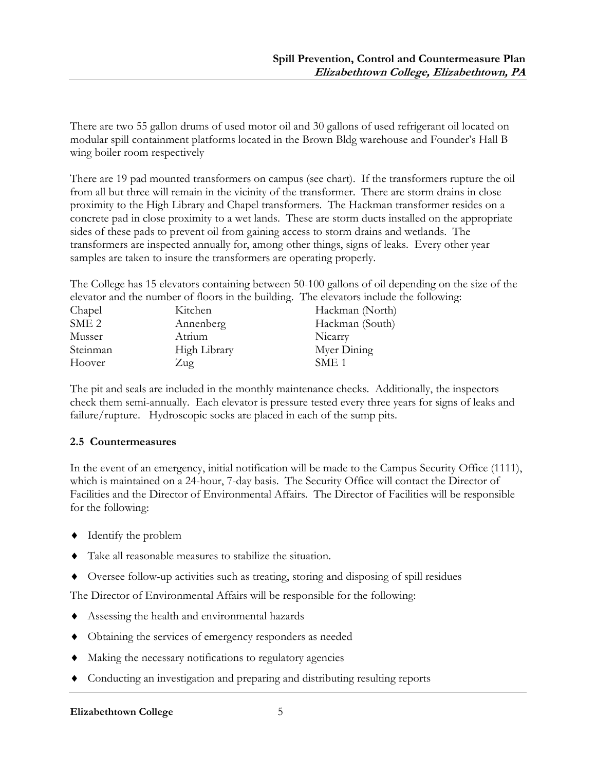There are two 55 gallon drums of used motor oil and 30 gallons of used refrigerant oil located on modular spill containment platforms located in the Brown Bldg warehouse and Founder's Hall B wing boiler room respectively

There are 19 pad mounted transformers on campus (see chart). If the transformers rupture the oil from all but three will remain in the vicinity of the transformer. There are storm drains in close proximity to the High Library and Chapel transformers. The Hackman transformer resides on a concrete pad in close proximity to a wet lands. These are storm ducts installed on the appropriate sides of these pads to prevent oil from gaining access to storm drains and wetlands. The transformers are inspected annually for, among other things, signs of leaks. Every other year samples are taken to insure the transformers are operating properly.

The College has 15 elevators containing between 50-100 gallons of oil depending on the size of the elevator and the number of floors in the building. The elevators include the following:

| | | |
|---|---|---|
| Chapel | Kitchen | Hackman (North) |
| SME 2 | Annenberg | Hackman (South) |
| Musser | Atrium | Nicarry |
| Steinman | High Library | Myer Dining |
| Hoover | Zug | SME 1 |

The pit and seals are included in the monthly maintenance checks. Additionally, the inspectors check them semi-annually. Each elevator is pressure tested every three years for signs of leaks and failure/rupture. Hydroscopic socks are placed in each of the sump pits.

### 2.5 Countermeasures

In the event of an emergency, initial notification will be made to the Campus Security Office (1111), which is maintained on a 24-hour, 7-day basis. The Security Office will contact the Director of Facilities and the Director of Environmental Affairs. The Director of Facilities will be responsible for the following:

- Identify the problem
- Take all reasonable measures to stabilize the situation.
- Oversee follow-up activities such as treating, storing and disposing of spill residues

The Director of Environmental Affairs will be responsible for the following:

- Assessing the health and environmental hazards
- Obtaining the services of emergency responders as needed
- Making the necessary notifications to regulatory agencies
- Conducting an investigation and preparing and distributing resulting reports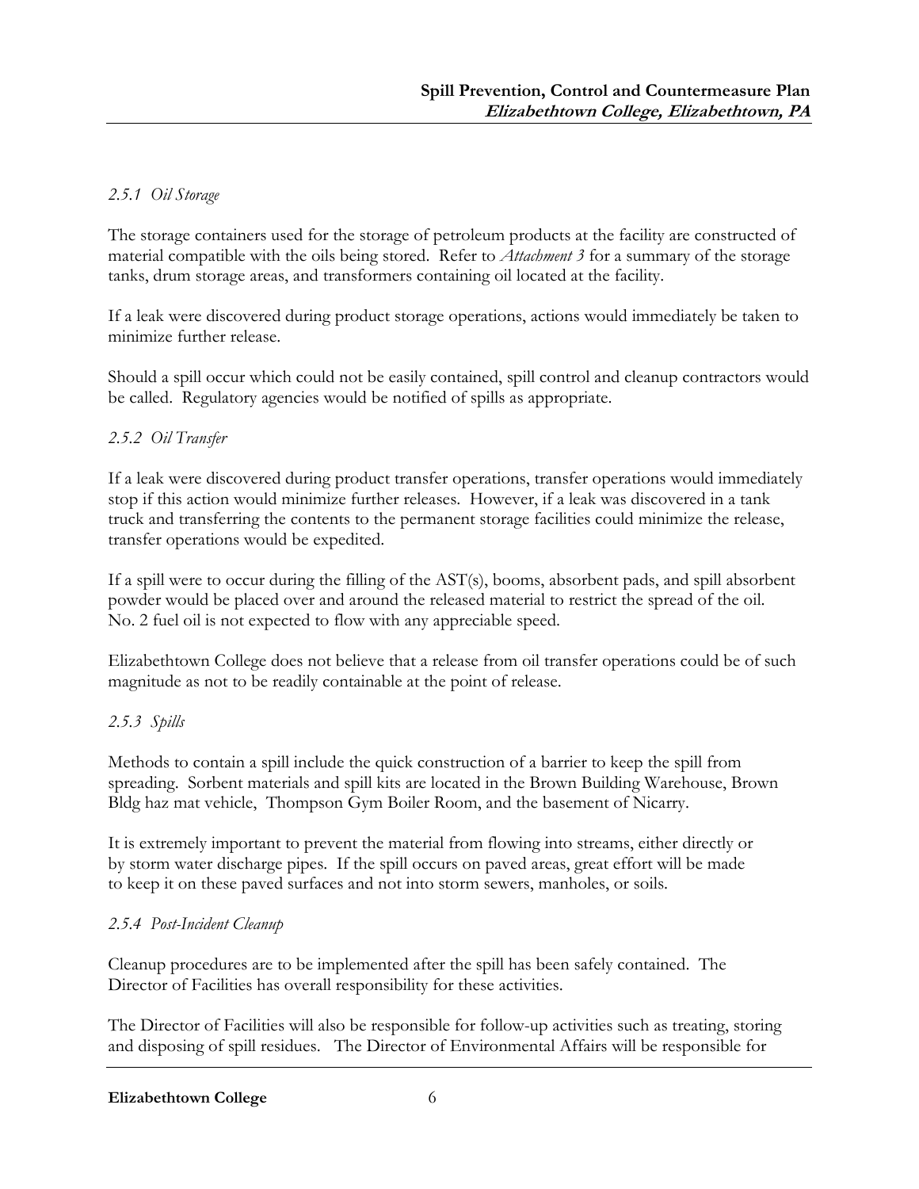#### *2.5.1 Oil Storage*

The storage containers used for the storage of petroleum products at the facility are constructed of material compatible with the oils being stored. Refer to *Attachment 3* for a summary of the storage tanks, drum storage areas, and transformers containing oil located at the facility.

If a leak were discovered during product storage operations, actions would immediately be taken to minimize further release.

Should a spill occur which could not be easily contained, spill control and cleanup contractors would be called. Regulatory agencies would be notified of spills as appropriate.

#### *2.5.2 Oil Transfer*

If a leak were discovered during product transfer operations, transfer operations would immediately stop if this action would minimize further releases. However, if a leak was discovered in a tank truck and transferring the contents to the permanent storage facilities could minimize the release, transfer operations would be expedited.

If a spill were to occur during the filling of the AST(s), booms, absorbent pads, and spill absorbent powder would be placed over and around the released material to restrict the spread of the oil. No. 2 fuel oil is not expected to flow with any appreciable speed.

Elizabethtown College does not believe that a release from oil transfer operations could be of such magnitude as not to be readily containable at the point of release.

#### *2.5.3 Spills*

Methods to contain a spill include the quick construction of a barrier to keep the spill from spreading. Sorbent materials and spill kits are located in the Brown Building Warehouse, Brown Bldg haz mat vehicle, Thompson Gym Boiler Room, and the basement of Nicarry.

It is extremely important to prevent the material from flowing into streams, either directly or by storm water discharge pipes. If the spill occurs on paved areas, great effort will be made to keep it on these paved surfaces and not into storm sewers, manholes, or soils.

#### *2.5.4 Post-Incident Cleanup*

Cleanup procedures are to be implemented after the spill has been safely contained. The Director of Facilities has overall responsibility for these activities.

The Director of Facilities will also be responsible for follow-up activities such as treating, storing and disposing of spill residues. The Director of Environmental Affairs will be responsible for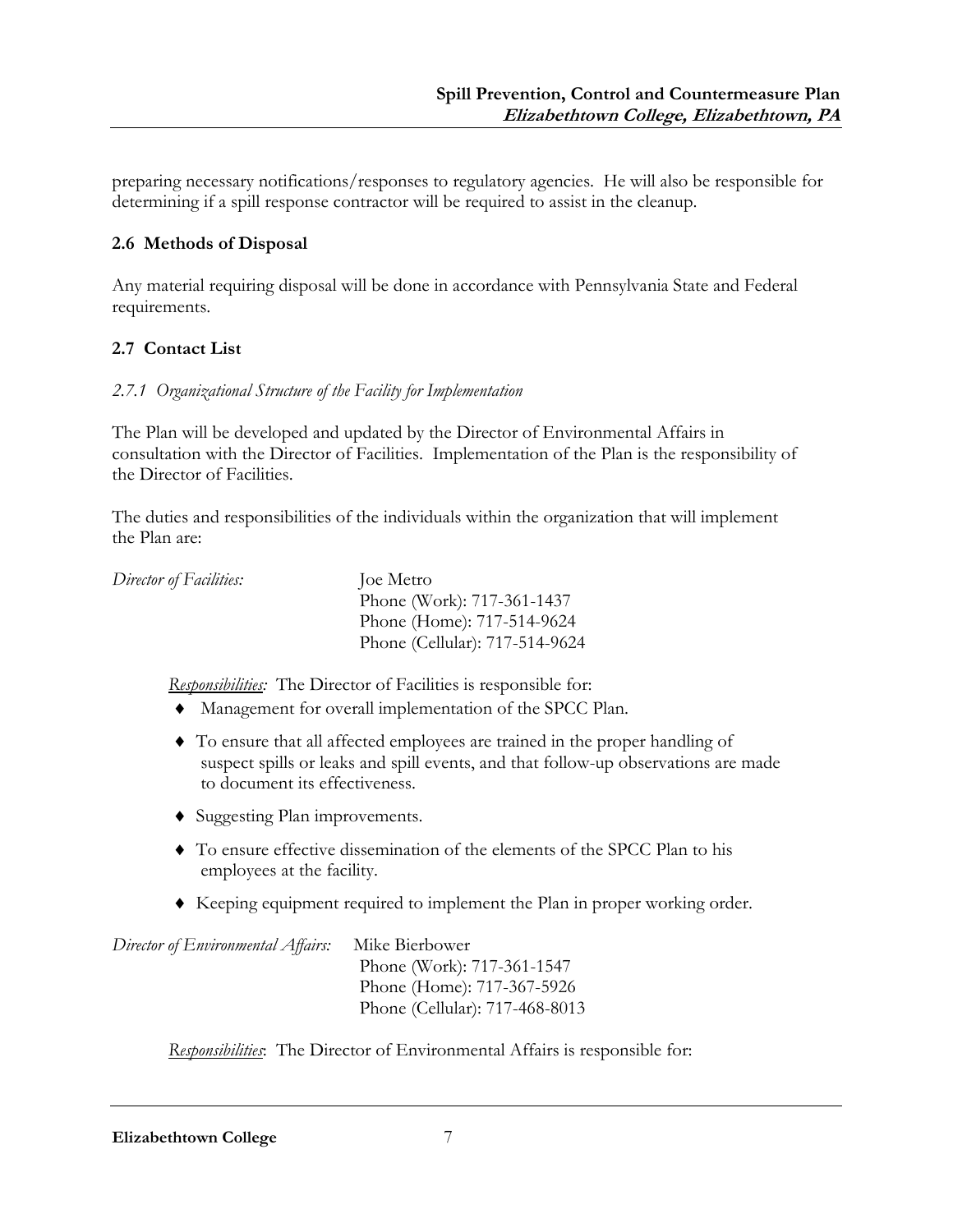preparing necessary notifications/responses to regulatory agencies. He will also be responsible for determining if a spill response contractor will be required to assist in the cleanup.

### 2.6 Methods of Disposal

Any material requiring disposal will be done in accordance with Pennsylvania State and Federal requirements.

### 2.7 Contact List

#### *2.7.1 Organizational Structure of the Facility for Implementation*

The Plan will be developed and updated by the Director of Environmental Affairs in consultation with the Director of Facilities. Implementation of the Plan is the responsibility of the Director of Facilities.

The duties and responsibilities of the individuals within the organization that will implement the Plan are:

*Director of Facilities:* Joe Metro
Phone (Work): 717-361-1437
Phone (Home): 717-514-9624
Phone (Cellular): 717-514-9624

*Responsibilities:* The Director of Facilities is responsible for:

- Management for overall implementation of the SPCC Plan.
- To ensure that all affected employees are trained in the proper handling of suspect spills or leaks and spill events, and that follow-up observations are made to document its effectiveness.
- Suggesting Plan improvements.
- To ensure effective dissemination of the elements of the SPCC Plan to his employees at the facility.
- Keeping equipment required to implement the Plan in proper working order.

*Director of Environmental Affairs:* Mike Bierbower
Phone (Work): 717-361-1547
Phone (Home): 717-367-5926
Phone (Cellular): 717-468-8013

*Responsibilities*: The Director of Environmental Affairs is responsible for: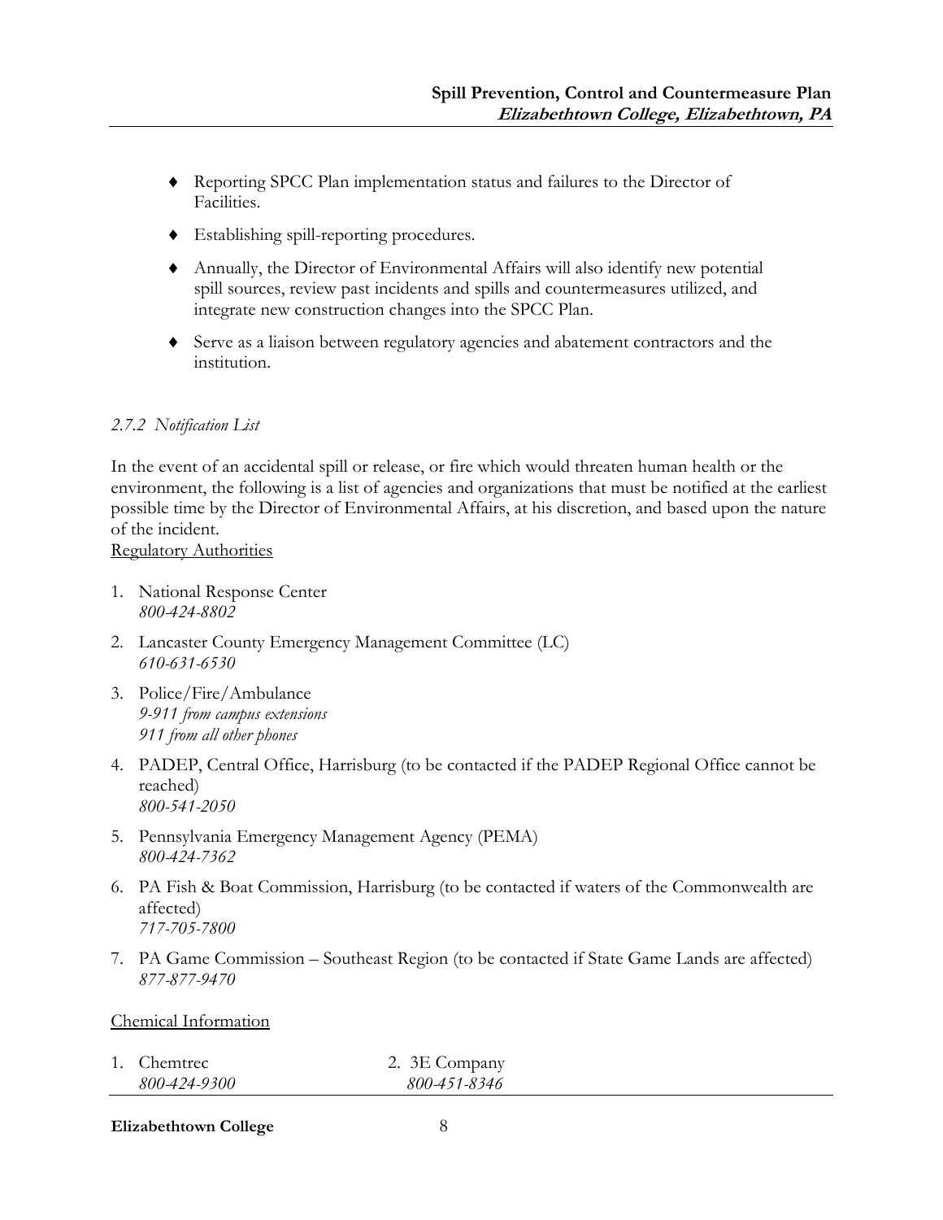- Reporting SPCC Plan implementation status and failures to the Director of Facilities.
- Establishing spill-reporting procedures.
- Annually, the Director of Environmental Affairs will also identify new potential spill sources, review past incidents and spills and countermeasures utilized, and integrate new construction changes into the SPCC Plan.
- Serve as a liaison between regulatory agencies and abatement contractors and the institution.

#### *2.7.2 Notification List*

In the event of an accidental spill or release, or fire which would threaten human health or the environment, the following is a list of agencies and organizations that must be notified at the earliest possible time by the Director of Environmental Affairs, at his discretion, and based upon the nature of the incident.

<u>Regulatory Authorities</u>

1. National Response Center
   *800-424-8802*
2. Lancaster County Emergency Management Committee (LC)
   *610-631-6530*
3. Police/Fire/Ambulance
   *9-911 from campus extensions*
   *911 from all other phones*
4. PADEP, Central Office, Harrisburg (to be contacted if the PADEP Regional Office cannot be reached)
   *800-541-2050*
5. Pennsylvania Emergency Management Agency (PEMA)
   *800-424-7362*
6. PA Fish & Boat Commission, Harrisburg (to be contacted if waters of the Commonwealth are affected)
   *717-705-7800*
7. PA Game Commission – Southeast Region (to be contacted if State Game Lands are affected)
   *877-877-9470*

<u>Chemical Information</u>

1. Chemtrec
   *800-424-9300*
2. 3E Company
   *800-451-8346*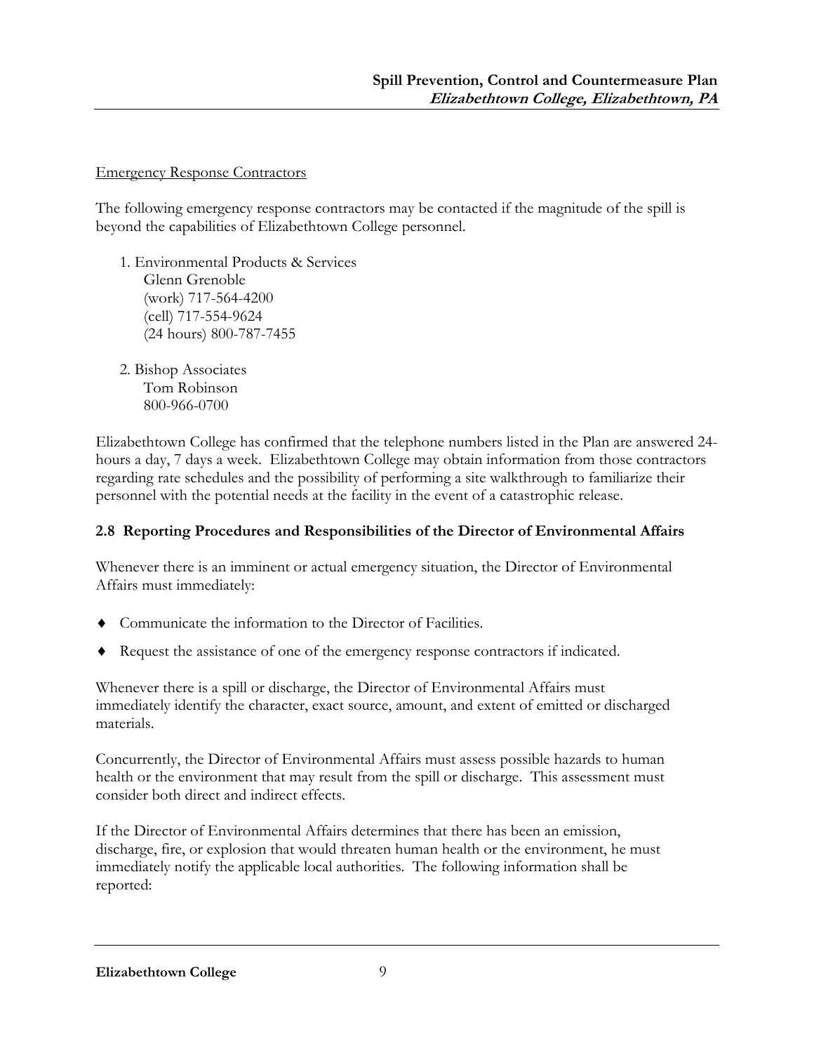Emergency Response Contractors

The following emergency response contractors may be contacted if the magnitude of the spill is beyond the capabilities of Elizabethtown College personnel.

1. Environmental Products & Services
   Glenn Grenoble
   (work) 717-564-4200
   (cell) 717-554-9624
   (24 hours) 800-787-7455

2. Bishop Associates
   Tom Robinson
   800-966-0700

Elizabethtown College has confirmed that the telephone numbers listed in the Plan are answered 24-hours a day, 7 days a week. Elizabethtown College may obtain information from those contractors regarding rate schedules and the possibility of performing a site walkthrough to familiarize their personnel with the potential needs at the facility in the event of a catastrophic release.

## 2.8 Reporting Procedures and Responsibilities of the Director of Environmental Affairs

Whenever there is an imminent or actual emergency situation, the Director of Environmental Affairs must immediately:

- Communicate the information to the Director of Facilities.
- Request the assistance of one of the emergency response contractors if indicated.

Whenever there is a spill or discharge, the Director of Environmental Affairs must immediately identify the character, exact source, amount, and extent of emitted or discharged materials.

Concurrently, the Director of Environmental Affairs must assess possible hazards to human health or the environment that may result from the spill or discharge. This assessment must consider both direct and indirect effects.

If the Director of Environmental Affairs determines that there has been an emission, discharge, fire, or explosion that would threaten human health or the environment, he must immediately notify the applicable local authorities. The following information shall be reported: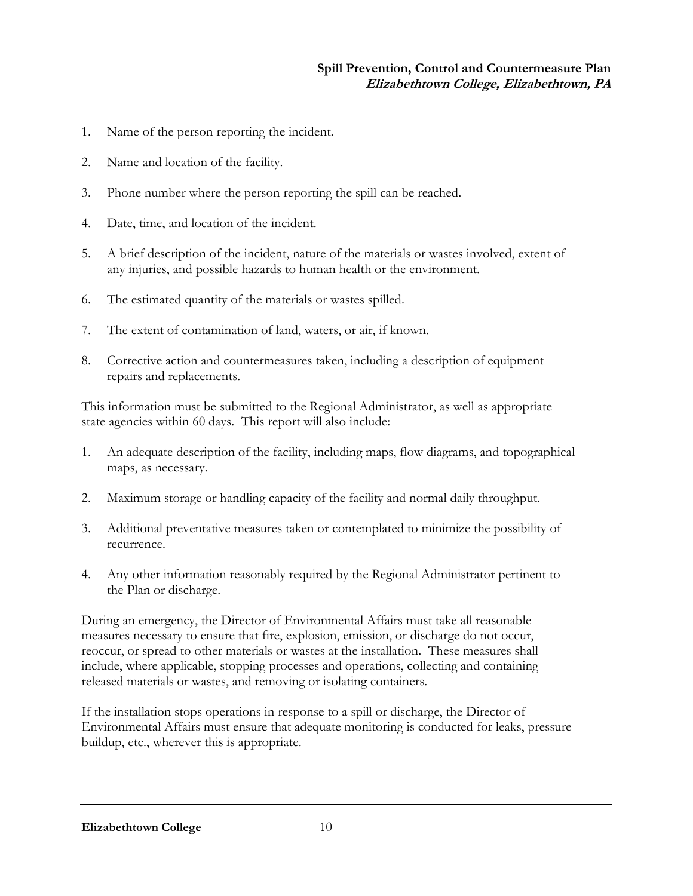1. Name of the person reporting the incident.

2. Name and location of the facility.

3. Phone number where the person reporting the spill can be reached.

4. Date, time, and location of the incident.

5. A brief description of the incident, nature of the materials or wastes involved, extent of any injuries, and possible hazards to human health or the environment.

6. The estimated quantity of the materials or wastes spilled.

7. The extent of contamination of land, waters, or air, if known.

8. Corrective action and countermeasures taken, including a description of equipment repairs and replacements.

This information must be submitted to the Regional Administrator, as well as appropriate state agencies within 60 days. This report will also include:

1. An adequate description of the facility, including maps, flow diagrams, and topographical maps, as necessary.

2. Maximum storage or handling capacity of the facility and normal daily throughput.

3. Additional preventative measures taken or contemplated to minimize the possibility of recurrence.

4. Any other information reasonably required by the Regional Administrator pertinent to the Plan or discharge.

During an emergency, the Director of Environmental Affairs must take all reasonable measures necessary to ensure that fire, explosion, emission, or discharge do not occur, reoccur, or spread to other materials or wastes at the installation. These measures shall include, where applicable, stopping processes and operations, collecting and containing released materials or wastes, and removing or isolating containers.

If the installation stops operations in response to a spill or discharge, the Director of Environmental Affairs must ensure that adequate monitoring is conducted for leaks, pressure buildup, etc., wherever this is appropriate.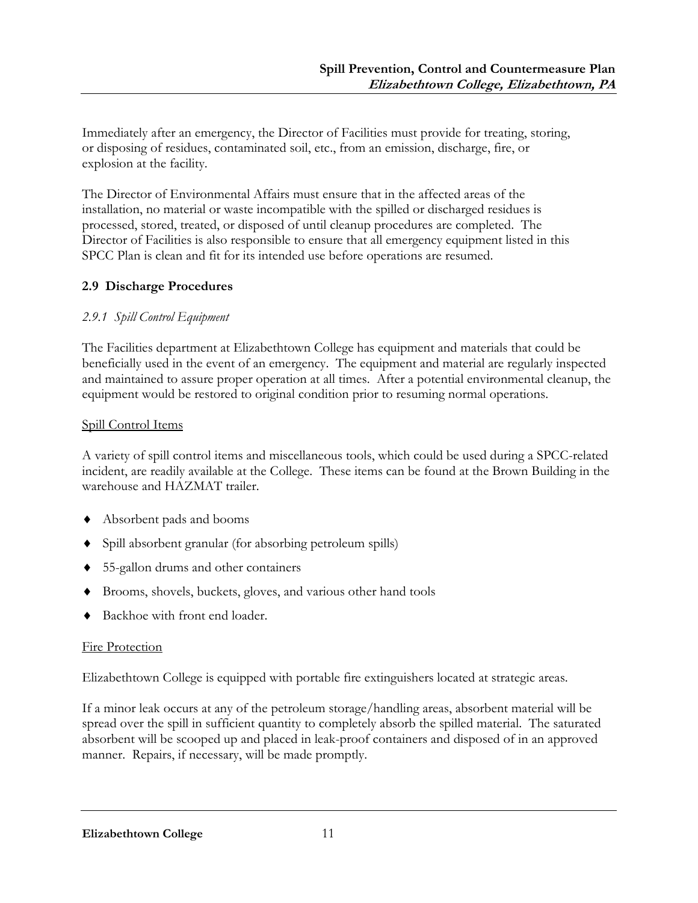Immediately after an emergency, the Director of Facilities must provide for treating, storing, or disposing of residues, contaminated soil, etc., from an emission, discharge, fire, or explosion at the facility.

The Director of Environmental Affairs must ensure that in the affected areas of the installation, no material or waste incompatible with the spilled or discharged residues is processed, stored, treated, or disposed of until cleanup procedures are completed. The Director of Facilities is also responsible to ensure that all emergency equipment listed in this SPCC Plan is clean and fit for its intended use before operations are resumed.

## 2.9 Discharge Procedures

### *2.9.1 Spill Control Equipment*

The Facilities department at Elizabethtown College has equipment and materials that could be beneficially used in the event of an emergency. The equipment and material are regularly inspected and maintained to assure proper operation at all times. After a potential environmental cleanup, the equipment would be restored to original condition prior to resuming normal operations.

<u>Spill Control Items</u>

A variety of spill control items and miscellaneous tools, which could be used during a SPCC-related incident, are readily available at the College. These items can be found at the Brown Building in the warehouse and HAZMAT trailer.

- Absorbent pads and booms
- Spill absorbent granular (for absorbing petroleum spills)
- 55-gallon drums and other containers
- Brooms, shovels, buckets, gloves, and various other hand tools
- Backhoe with front end loader.

<u>Fire Protection</u>

Elizabethtown College is equipped with portable fire extinguishers located at strategic areas.

If a minor leak occurs at any of the petroleum storage/handling areas, absorbent material will be spread over the spill in sufficient quantity to completely absorb the spilled material. The saturated absorbent will be scooped up and placed in leak-proof containers and disposed of in an approved manner. Repairs, if necessary, will be made promptly.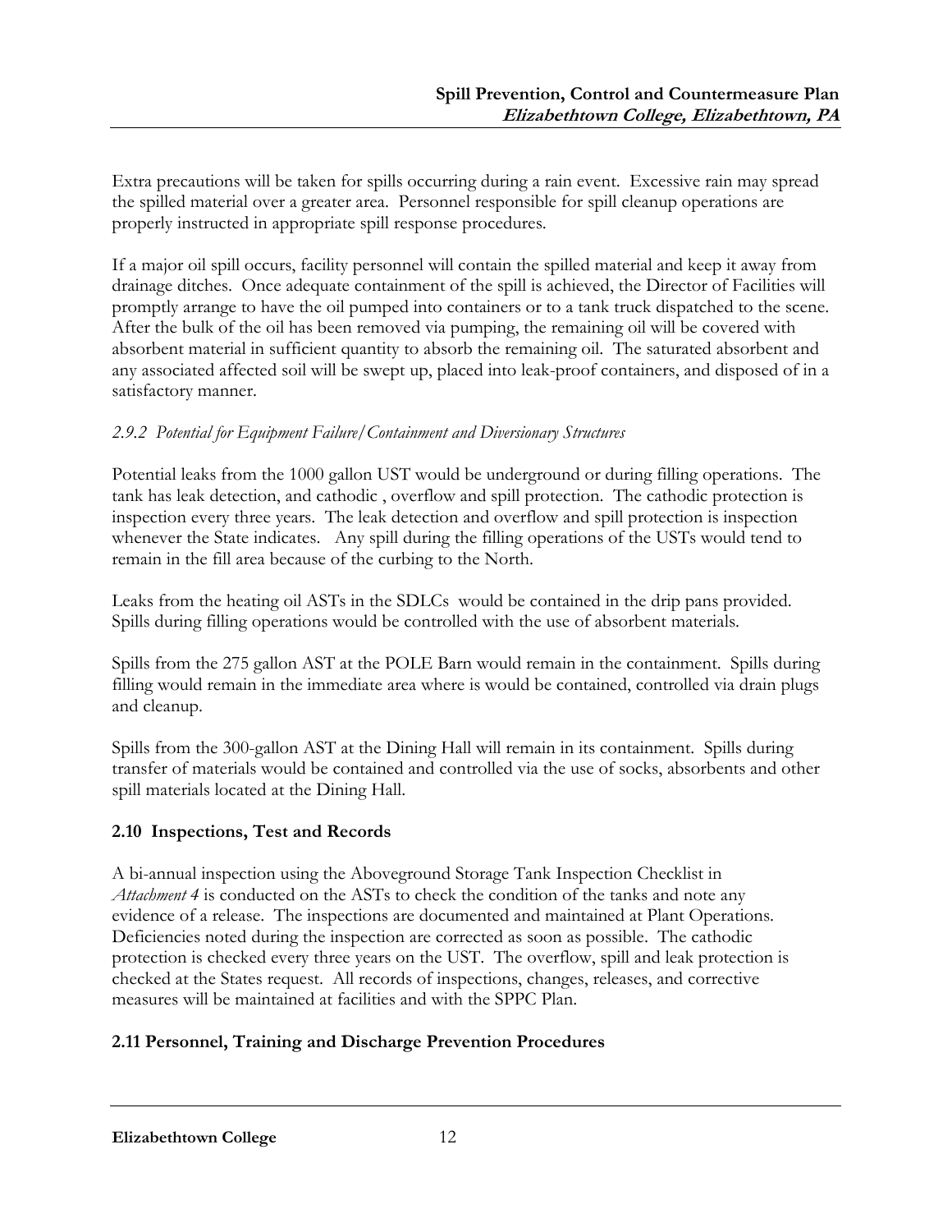Extra precautions will be taken for spills occurring during a rain event. Excessive rain may spread the spilled material over a greater area. Personnel responsible for spill cleanup operations are properly instructed in appropriate spill response procedures.

If a major oil spill occurs, facility personnel will contain the spilled material and keep it away from drainage ditches. Once adequate containment of the spill is achieved, the Director of Facilities will promptly arrange to have the oil pumped into containers or to a tank truck dispatched to the scene. After the bulk of the oil has been removed via pumping, the remaining oil will be covered with absorbent material in sufficient quantity to absorb the remaining oil. The saturated absorbent and any associated affected soil will be swept up, placed into leak-proof containers, and disposed of in a satisfactory manner.

#### *2.9.2 Potential for Equipment Failure/Containment and Diversionary Structures*

Potential leaks from the 1000 gallon UST would be underground or during filling operations. The tank has leak detection, and cathodic , overflow and spill protection. The cathodic protection is inspection every three years. The leak detection and overflow and spill protection is inspection whenever the State indicates. Any spill during the filling operations of the USTs would tend to remain in the fill area because of the curbing to the North.

Leaks from the heating oil ASTs in the SDLCs would be contained in the drip pans provided. Spills during filling operations would be controlled with the use of absorbent materials.

Spills from the 275 gallon AST at the POLE Barn would remain in the containment. Spills during filling would remain in the immediate area where is would be contained, controlled via drain plugs and cleanup.

Spills from the 300-gallon AST at the Dining Hall will remain in its containment. Spills during transfer of materials would be contained and controlled via the use of socks, absorbents and other spill materials located at the Dining Hall.

### **2.10 Inspections, Test and Records**

A bi-annual inspection using the Aboveground Storage Tank Inspection Checklist in *Attachment 4* is conducted on the ASTs to check the condition of the tanks and note any evidence of a release. The inspections are documented and maintained at Plant Operations. Deficiencies noted during the inspection are corrected as soon as possible. The cathodic protection is checked every three years on the UST. The overflow, spill and leak protection is checked at the States request. All records of inspections, changes, releases, and corrective measures will be maintained at facilities and with the SPPC Plan.

### **2.11 Personnel, Training and Discharge Prevention Procedures**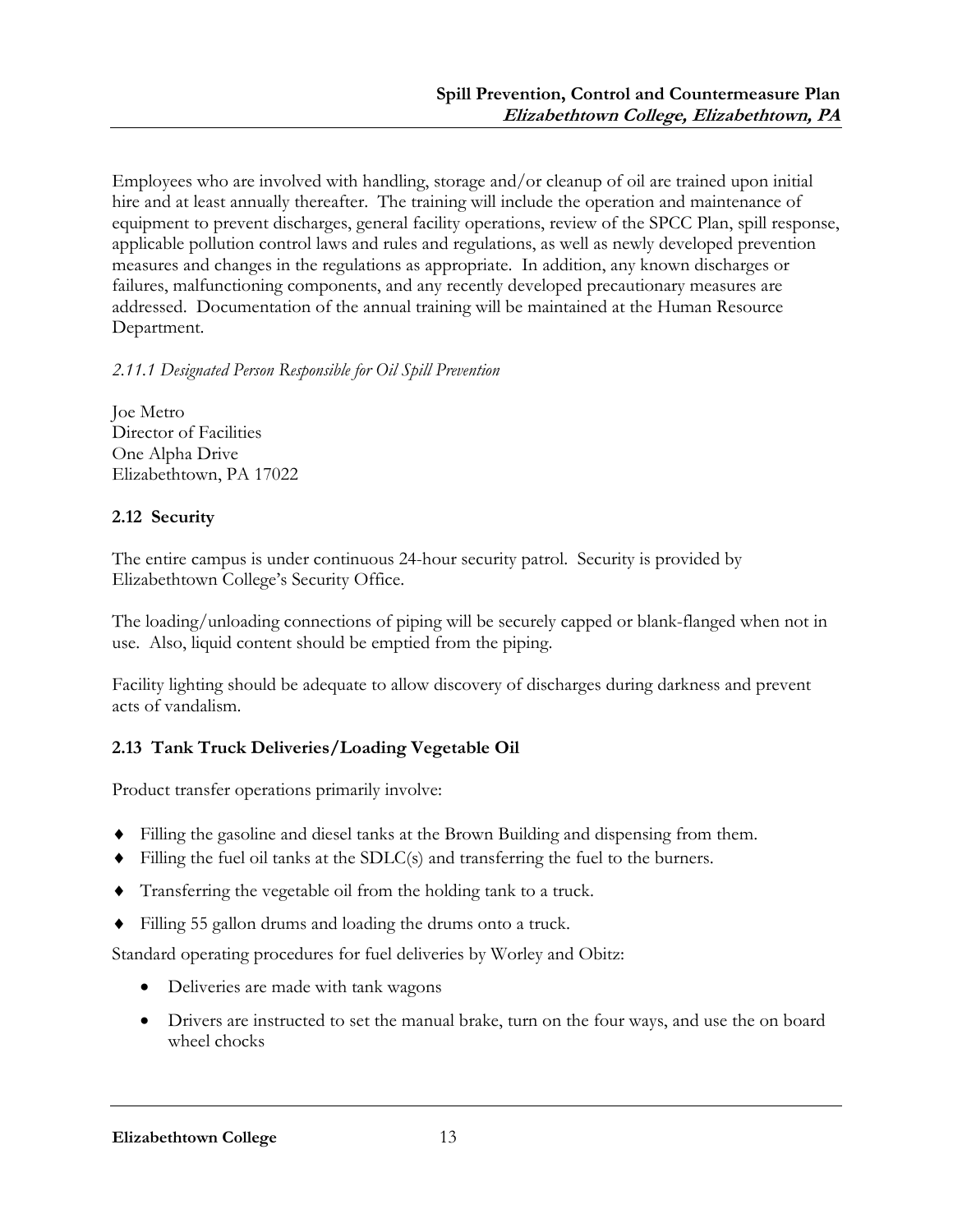Employees who are involved with handling, storage and/or cleanup of oil are trained upon initial hire and at least annually thereafter. The training will include the operation and maintenance of equipment to prevent discharges, general facility operations, review of the SPCC Plan, spill response, applicable pollution control laws and rules and regulations, as well as newly developed prevention measures and changes in the regulations as appropriate. In addition, any known discharges or failures, malfunctioning components, and any recently developed precautionary measures are addressed. Documentation of the annual training will be maintained at the Human Resource Department.

*2.11.1 Designated Person Responsible for Oil Spill Prevention*

Joe Metro
Director of Facilities
One Alpha Drive
Elizabethtown, PA 17022

### 2.12 Security

The entire campus is under continuous 24-hour security patrol. Security is provided by Elizabethtown College's Security Office.

The loading/unloading connections of piping will be securely capped or blank-flanged when not in use. Also, liquid content should be emptied from the piping.

Facility lighting should be adequate to allow discovery of discharges during darkness and prevent acts of vandalism.

### 2.13 Tank Truck Deliveries/Loading Vegetable Oil

Product transfer operations primarily involve:

- Filling the gasoline and diesel tanks at the Brown Building and dispensing from them.
- Filling the fuel oil tanks at the SDLC(s) and transferring the fuel to the burners.
- Transferring the vegetable oil from the holding tank to a truck.
- Filling 55 gallon drums and loading the drums onto a truck.

Standard operating procedures for fuel deliveries by Worley and Obitz:

- Deliveries are made with tank wagons
- Drivers are instructed to set the manual brake, turn on the four ways, and use the on board wheel chocks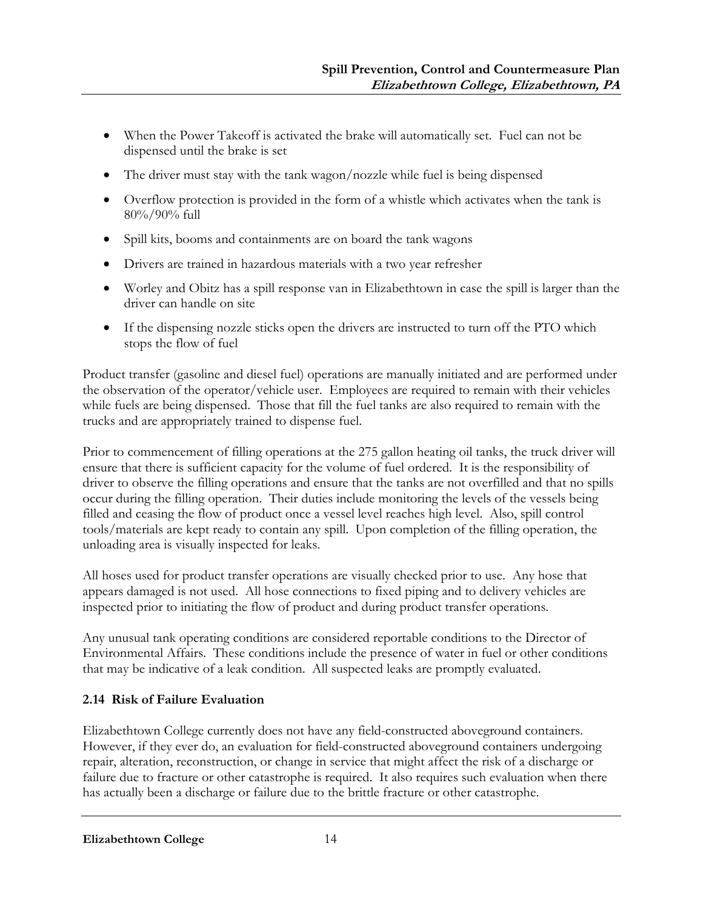- When the Power Takeoff is activated the brake will automatically set. Fuel can not be dispensed until the brake is set
- The driver must stay with the tank wagon/nozzle while fuel is being dispensed
- Overflow protection is provided in the form of a whistle which activates when the tank is 80%/90% full
- Spill kits, booms and containments are on board the tank wagons
- Drivers are trained in hazardous materials with a two year refresher
- Worley and Obitz has a spill response van in Elizabethtown in case the spill is larger than the driver can handle on site
- If the dispensing nozzle sticks open the drivers are instructed to turn off the PTO which stops the flow of fuel

Product transfer (gasoline and diesel fuel) operations are manually initiated and are performed under the observation of the operator/vehicle user. Employees are required to remain with their vehicles while fuels are being dispensed. Those that fill the fuel tanks are also required to remain with the trucks and are appropriately trained to dispense fuel.

Prior to commencement of filling operations at the 275 gallon heating oil tanks, the truck driver will ensure that there is sufficient capacity for the volume of fuel ordered. It is the responsibility of driver to observe the filling operations and ensure that the tanks are not overfilled and that no spills occur during the filling operation. Their duties include monitoring the levels of the vessels being filled and ceasing the flow of product once a vessel level reaches high level. Also, spill control tools/materials are kept ready to contain any spill. Upon completion of the filling operation, the unloading area is visually inspected for leaks.

All hoses used for product transfer operations are visually checked prior to use. Any hose that appears damaged is not used. All hose connections to fixed piping and to delivery vehicles are inspected prior to initiating the flow of product and during product transfer operations.

Any unusual tank operating conditions are considered reportable conditions to the Director of Environmental Affairs. These conditions include the presence of water in fuel or other conditions that may be indicative of a leak condition. All suspected leaks are promptly evaluated.

### 2.14 Risk of Failure Evaluation

Elizabethtown College currently does not have any field-constructed aboveground containers. However, if they ever do, an evaluation for field-constructed aboveground containers undergoing repair, alteration, reconstruction, or change in service that might affect the risk of a discharge or failure due to fracture or other catastrophe is required. It also requires such evaluation when there has actually been a discharge or failure due to the brittle fracture or other catastrophe.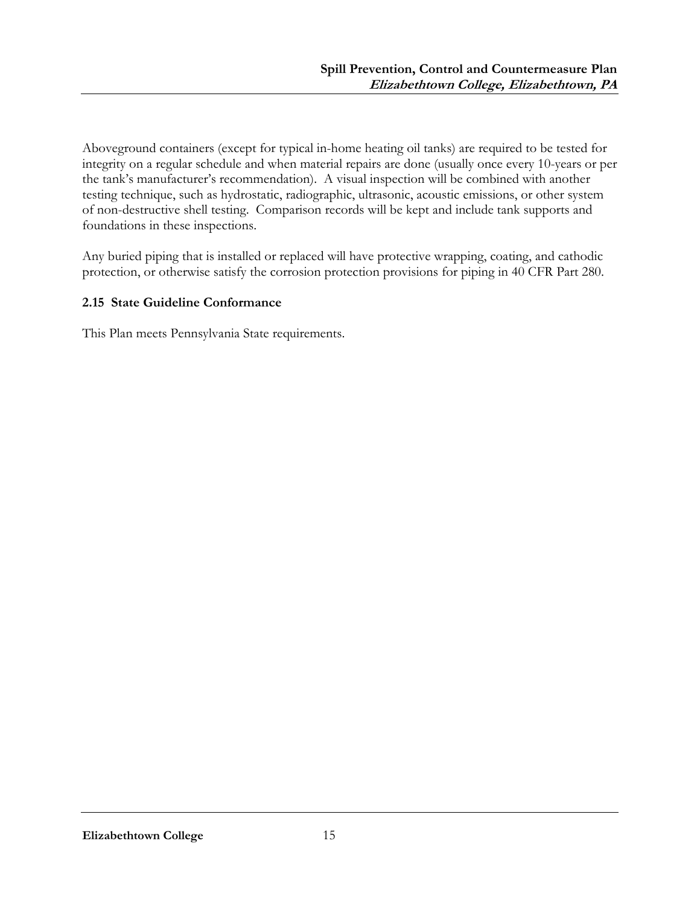Aboveground containers (except for typical in-home heating oil tanks) are required to be tested for integrity on a regular schedule and when material repairs are done (usually once every 10-years or per the tank's manufacturer's recommendation). A visual inspection will be combined with another testing technique, such as hydrostatic, radiographic, ultrasonic, acoustic emissions, or other system of non-destructive shell testing. Comparison records will be kept and include tank supports and foundations in these inspections.

Any buried piping that is installed or replaced will have protective wrapping, coating, and cathodic protection, or otherwise satisfy the corrosion protection provisions for piping in 40 CFR Part 280.

### 2.15 State Guideline Conformance

This Plan meets Pennsylvania State requirements.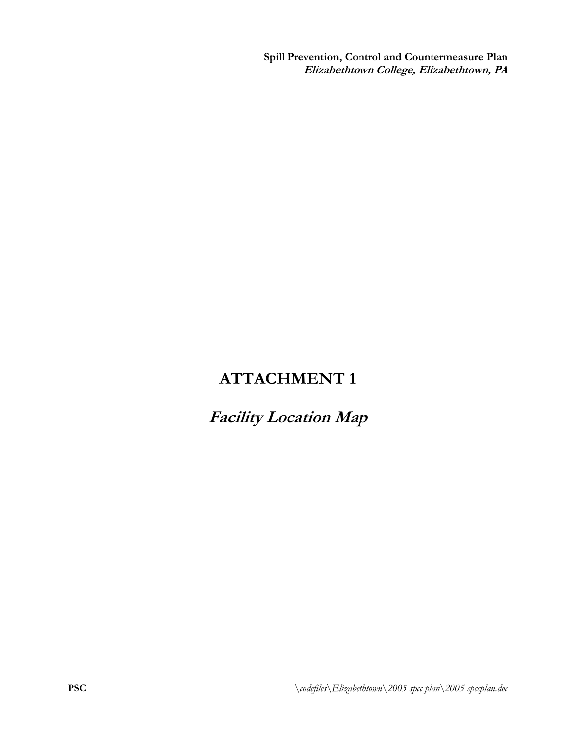# ATTACHMENT 1

## *Facility Location Map*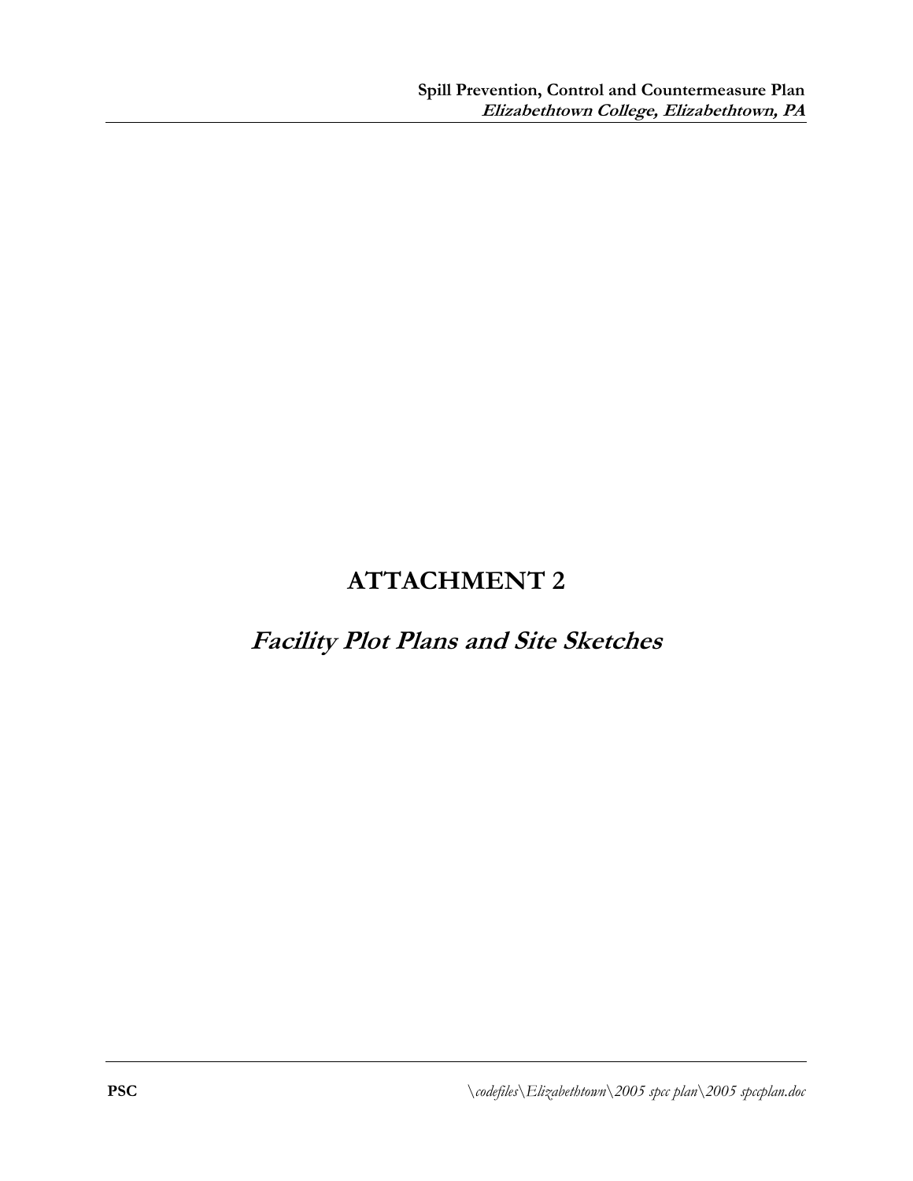# ATTACHMENT 2

## *Facility Plot Plans and Site Sketches*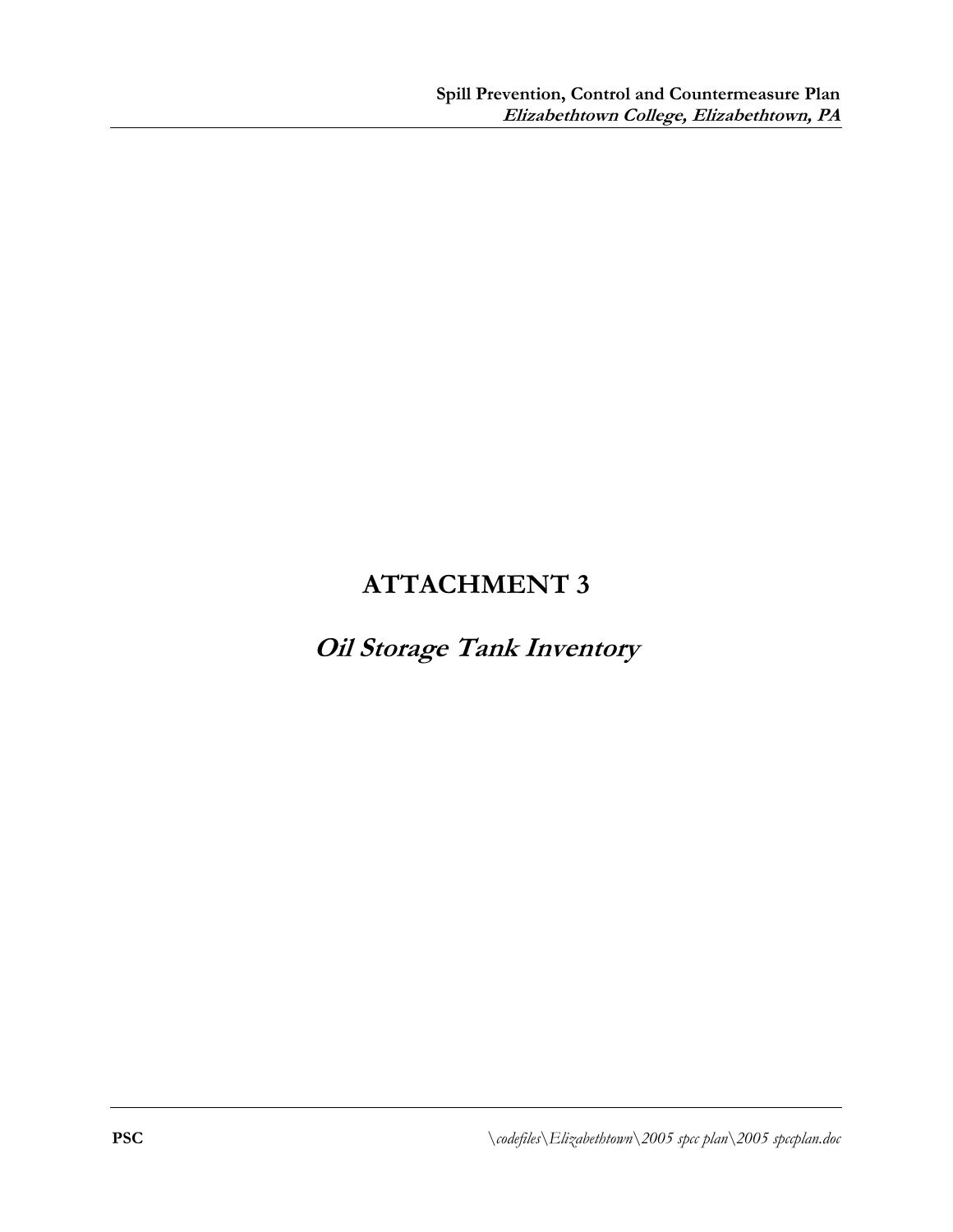# ATTACHMENT 3

## *Oil Storage Tank Inventory*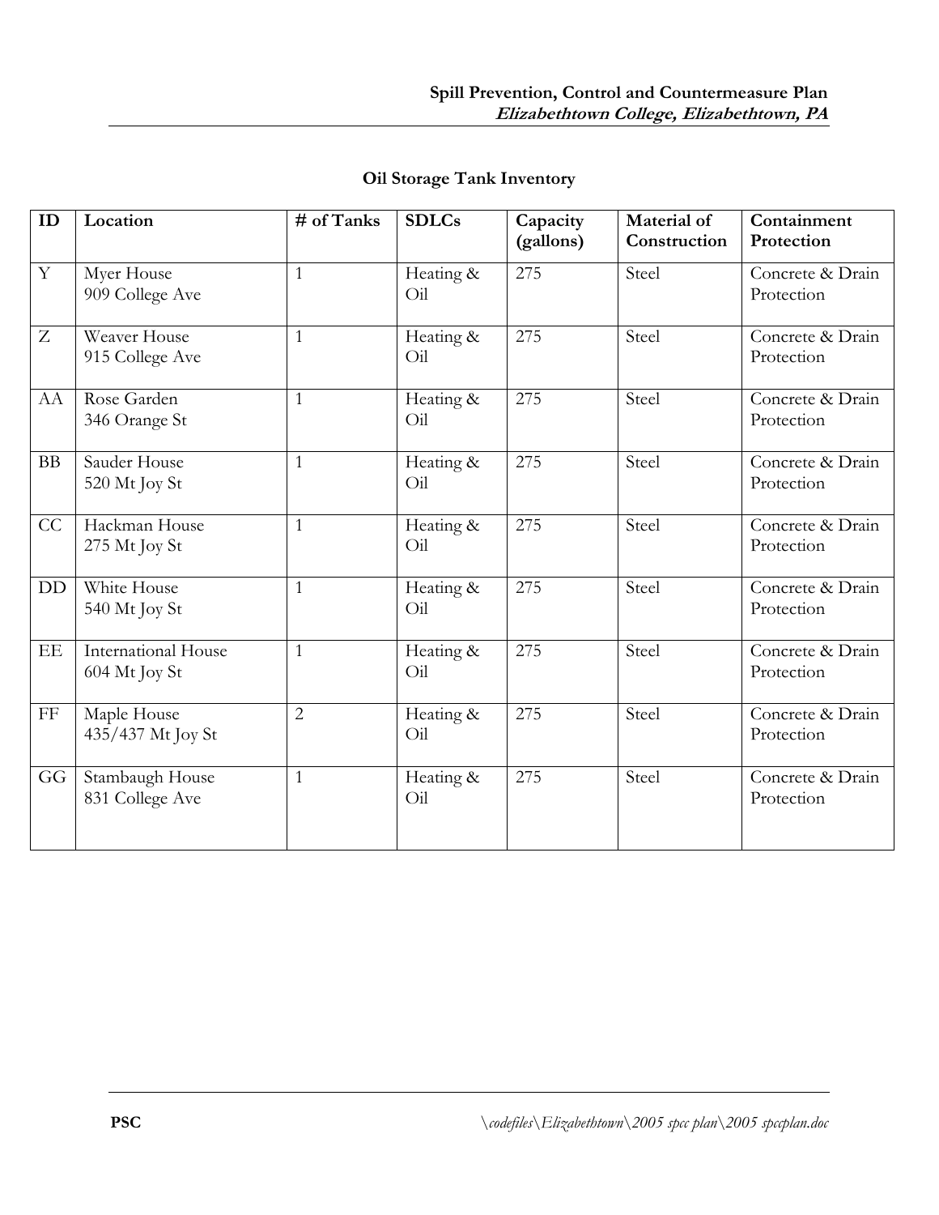## Oil Storage Tank Inventory

| ID | Location | # of Tanks | SDLCs | Capacity (gallons) | Material of Construction | Containment Protection |
|---|---|---|---|---|---|---|
| Y | Myer House 909 College Ave | 1 | Heating & Oil | 275 | Steel | Concrete & Drain Protection |
| Z | Weaver House 915 College Ave | 1 | Heating & Oil | 275 | Steel | Concrete & Drain Protection |
| AA | Rose Garden 346 Orange St | 1 | Heating & Oil | 275 | Steel | Concrete & Drain Protection |
| BB | Sauder House 520 Mt Joy St | 1 | Heating & Oil | 275 | Steel | Concrete & Drain Protection |
| CC | Hackman House 275 Mt Joy St | 1 | Heating & Oil | 275 | Steel | Concrete & Drain Protection |
| DD | White House 540 Mt Joy St | 1 | Heating & Oil | 275 | Steel | Concrete & Drain Protection |
| EE | International House 604 Mt Joy St | 1 | Heating & Oil | 275 | Steel | Concrete & Drain Protection |
| FF | Maple House 435/437 Mt Joy St | 2 | Heating & Oil | 275 | Steel | Concrete & Drain Protection |
| GG | Stambaugh House 831 College Ave | 1 | Heating & Oil | 275 | Steel | Concrete & Drain Protection |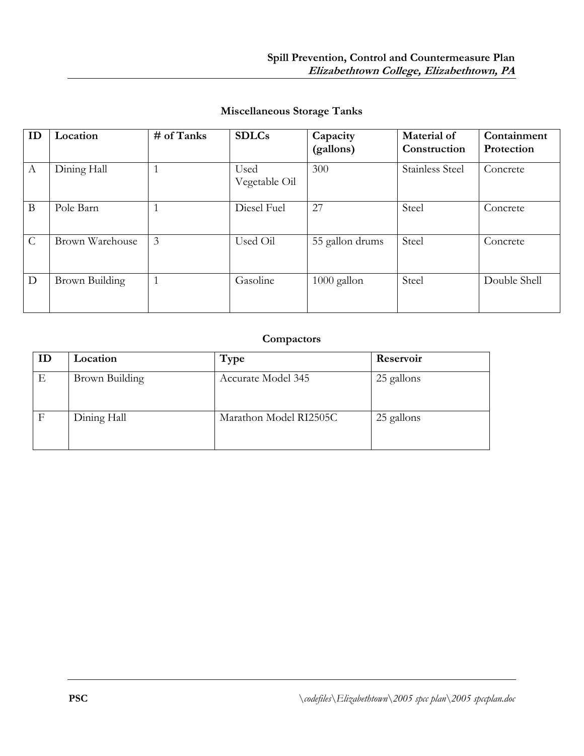## Miscellaneous Storage Tanks

| ID | Location | # of Tanks | SDLCs | Capacity (gallons) | Material of Construction | Containment Protection |
|---|---|---|---|---|---|---|
| A | Dining Hall | 1 | Used Vegetable Oil | 300 | Stainless Steel | Concrete |
| B | Pole Barn | 1 | Diesel Fuel | 27 | Steel | Concrete |
| C | Brown Warehouse | 3 | Used Oil | 55 gallon drums | Steel | Concrete |
| D | Brown Building | 1 | Gasoline | 1000 gallon | Steel | Double Shell |

## Compactors

| ID | Location | Type | Reservoir |
|---|---|---|---|
| E | Brown Building | Accurate Model 345 | 25 gallons |
| F | Dining Hall | Marathon Model RI2505C | 25 gallons |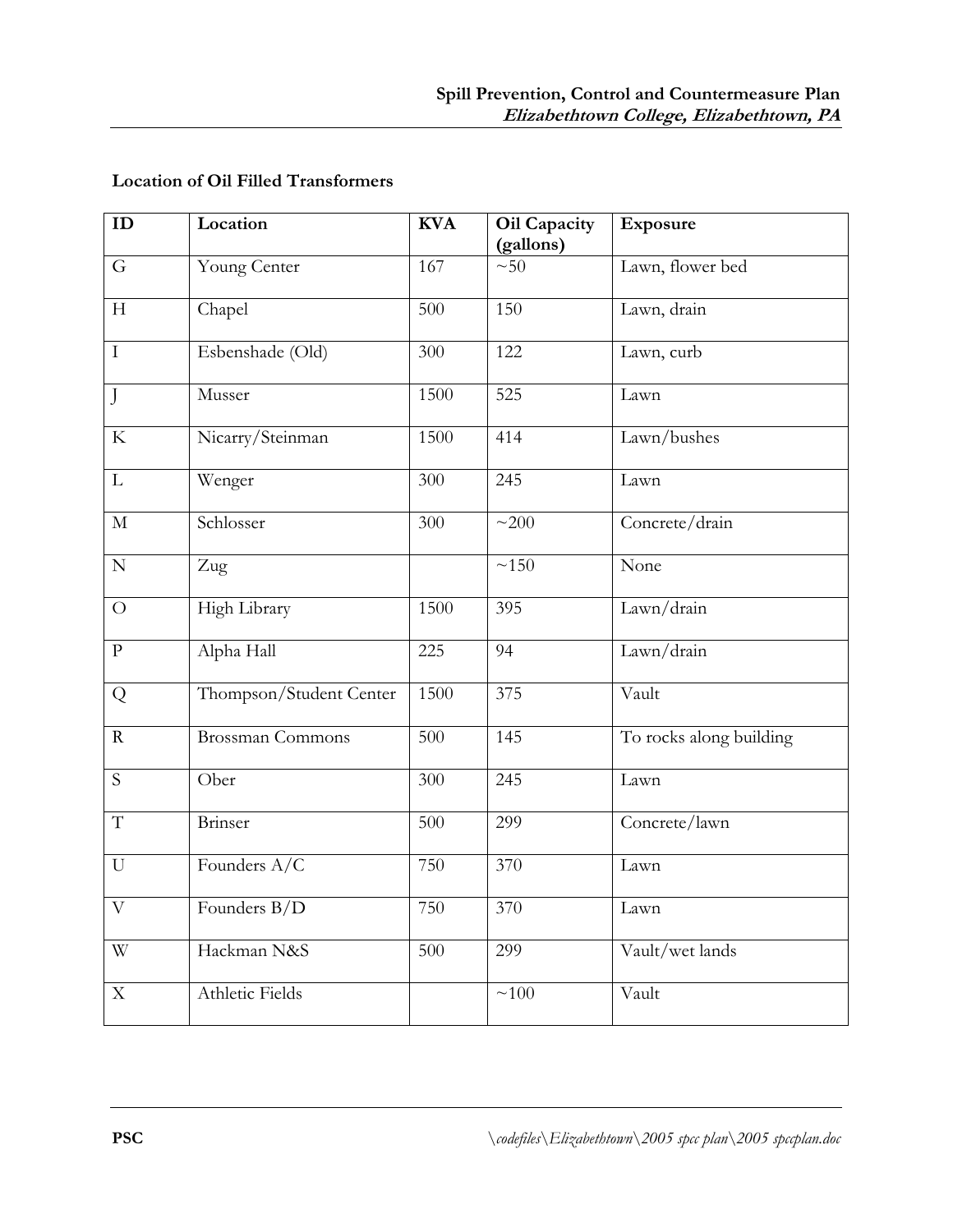**Location of Oil Filled Transformers**

| ID | Location | KVA | Oil Capacity (gallons) | Exposure |
|---|---|---|---|---|
| G | Young Center | 167 | ~50 | Lawn, flower bed |
| H | Chapel | 500 | 150 | Lawn, drain |
| I | Esbenshade (Old) | 300 | 122 | Lawn, curb |
| J | Musser | 1500 | 525 | Lawn |
| K | Nicarry/Steinman | 1500 | 414 | Lawn/bushes |
| L | Wenger | 300 | 245 | Lawn |
| M | Schlosser | 300 | ~200 | Concrete/drain |
| N | Zug | | ~150 | None |
| O | High Library | 1500 | 395 | Lawn/drain |
| P | Alpha Hall | 225 | 94 | Lawn/drain |
| Q | Thompson/Student Center | 1500 | 375 | Vault |
| R | Brossman Commons | 500 | 145 | To rocks along building |
| S | Ober | 300 | 245 | Lawn |
| T | Brinser | 500 | 299 | Concrete/lawn |
| U | Founders A/C | 750 | 370 | Lawn |
| V | Founders B/D | 750 | 370 | Lawn |
| W | Hackman N&S | 500 | 299 | Vault/wet lands |
| X | Athletic Fields | | ~100 | Vault |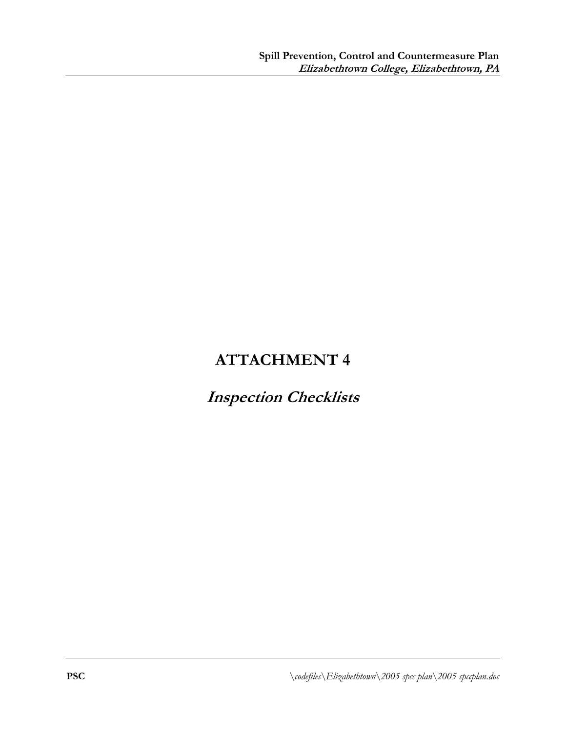# ATTACHMENT 4

## *Inspection Checklists*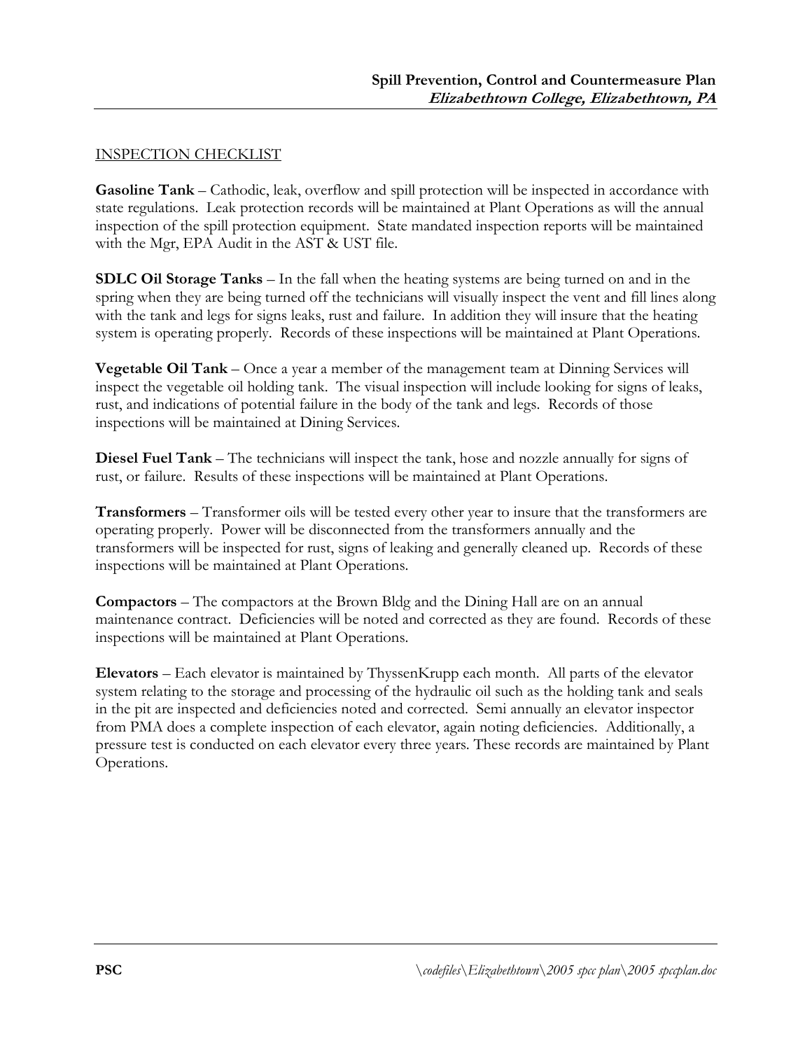INSPECTION CHECKLIST

**Gasoline Tank** – Cathodic, leak, overflow and spill protection will be inspected in accordance with state regulations. Leak protection records will be maintained at Plant Operations as will the annual inspection of the spill protection equipment. State mandated inspection reports will be maintained with the Mgr, EPA Audit in the AST & UST file.

**SDLC Oil Storage Tanks** – In the fall when the heating systems are being turned on and in the spring when they are being turned off the technicians will visually inspect the vent and fill lines along with the tank and legs for signs leaks, rust and failure. In addition they will insure that the heating system is operating properly. Records of these inspections will be maintained at Plant Operations.

**Vegetable Oil Tank** – Once a year a member of the management team at Dinning Services will inspect the vegetable oil holding tank. The visual inspection will include looking for signs of leaks, rust, and indications of potential failure in the body of the tank and legs. Records of those inspections will be maintained at Dining Services.

**Diesel Fuel Tank** – The technicians will inspect the tank, hose and nozzle annually for signs of rust, or failure. Results of these inspections will be maintained at Plant Operations.

**Transformers** – Transformer oils will be tested every other year to insure that the transformers are operating properly. Power will be disconnected from the transformers annually and the transformers will be inspected for rust, signs of leaking and generally cleaned up. Records of these inspections will be maintained at Plant Operations.

**Compactors** – The compactors at the Brown Bldg and the Dining Hall are on an annual maintenance contract. Deficiencies will be noted and corrected as they are found. Records of these inspections will be maintained at Plant Operations.

**Elevators** – Each elevator is maintained by ThyssenKrupp each month. All parts of the elevator system relating to the storage and processing of the hydraulic oil such as the holding tank and seals in the pit are inspected and deficiencies noted and corrected. Semi annually an elevator inspector from PMA does a complete inspection of each elevator, again noting deficiencies. Additionally, a pressure test is conducted on each elevator every three years. These records are maintained by Plant Operations.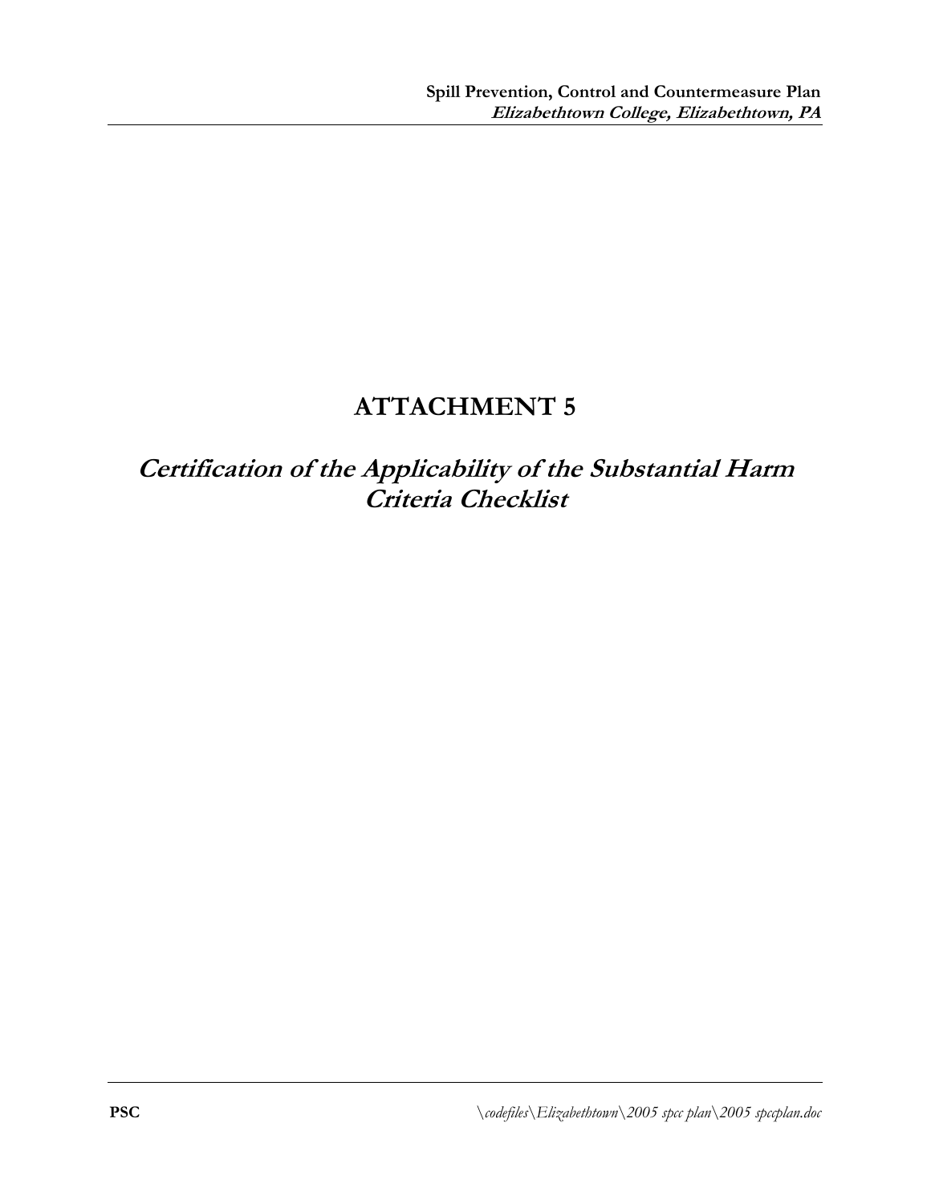# ATTACHMENT 5

## *Certification of the Applicability of the Substantial Harm Criteria Checklist*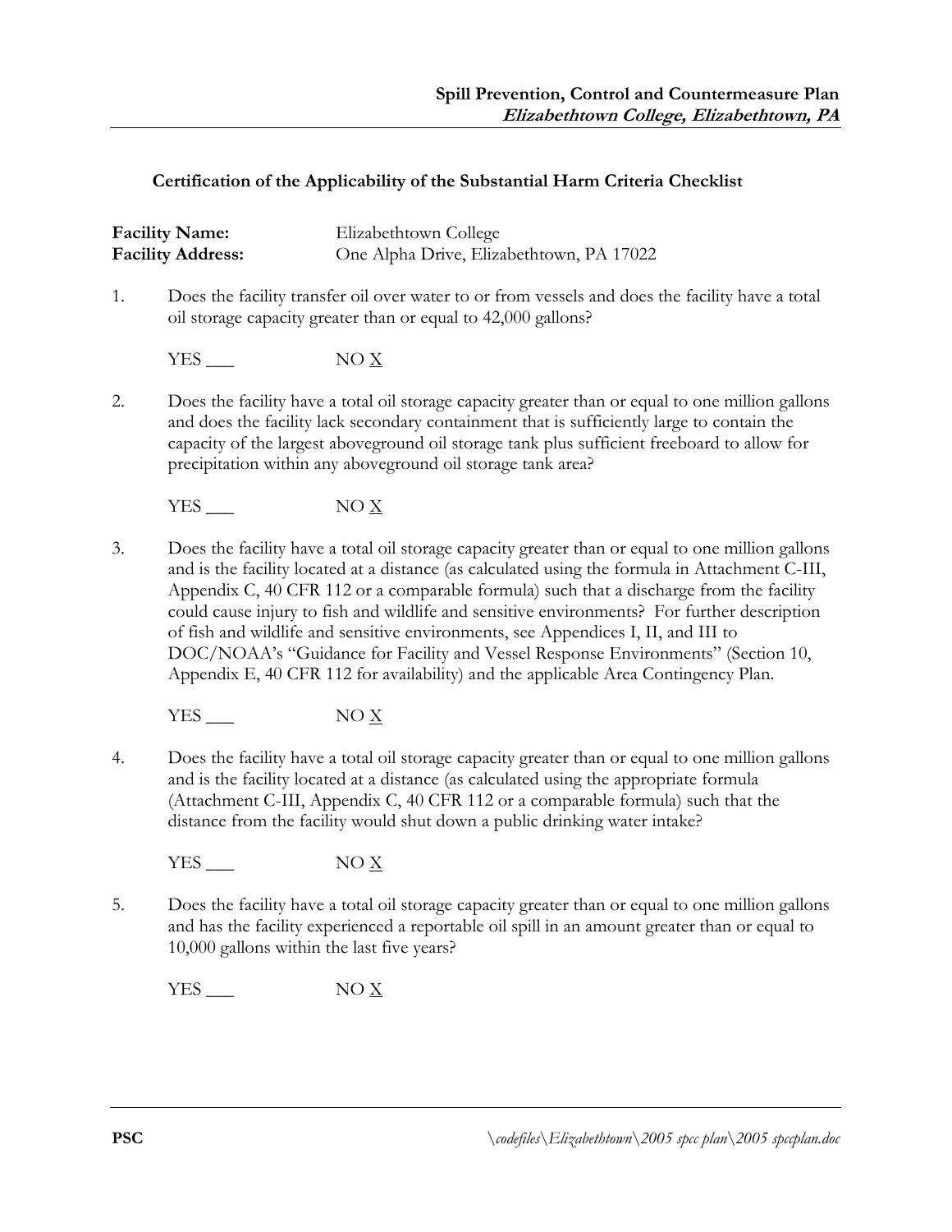### Certification of the Applicability of the Substantial Harm Criteria Checklist

**Facility Name:** Elizabethtown College
**Facility Address:** One Alpha Drive, Elizabethtown, PA 17022

1. Does the facility transfer oil over water to or from vessels and does the facility have a total oil storage capacity greater than or equal to 42,000 gallons?

   YES ___ NO X

2. Does the facility have a total oil storage capacity greater than or equal to one million gallons and does the facility lack secondary containment that is sufficiently large to contain the capacity of the largest aboveground oil storage tank plus sufficient freeboard to allow for precipitation within any aboveground oil storage tank area?

   YES ___ NO X

3. Does the facility have a total oil storage capacity greater than or equal to one million gallons and is the facility located at a distance (as calculated using the formula in Attachment C-III, Appendix C, 40 CFR 112 or a comparable formula) such that a discharge from the facility could cause injury to fish and wildlife and sensitive environments? For further description of fish and wildlife and sensitive environments, see Appendices I, II, and III to DOC/NOAA's "Guidance for Facility and Vessel Response Environments" (Section 10, Appendix E, 40 CFR 112 for availability) and the applicable Area Contingency Plan.

   YES ___ NO X

4. Does the facility have a total oil storage capacity greater than or equal to one million gallons and is the facility located at a distance (as calculated using the appropriate formula (Attachment C-III, Appendix C, 40 CFR 112 or a comparable formula) such that the distance from the facility would shut down a public drinking water intake?

   YES ___ NO X

5. Does the facility have a total oil storage capacity greater than or equal to one million gallons and has the facility experienced a reportable oil spill in an amount greater than or equal to 10,000 gallons within the last five years?

   YES ___ NO X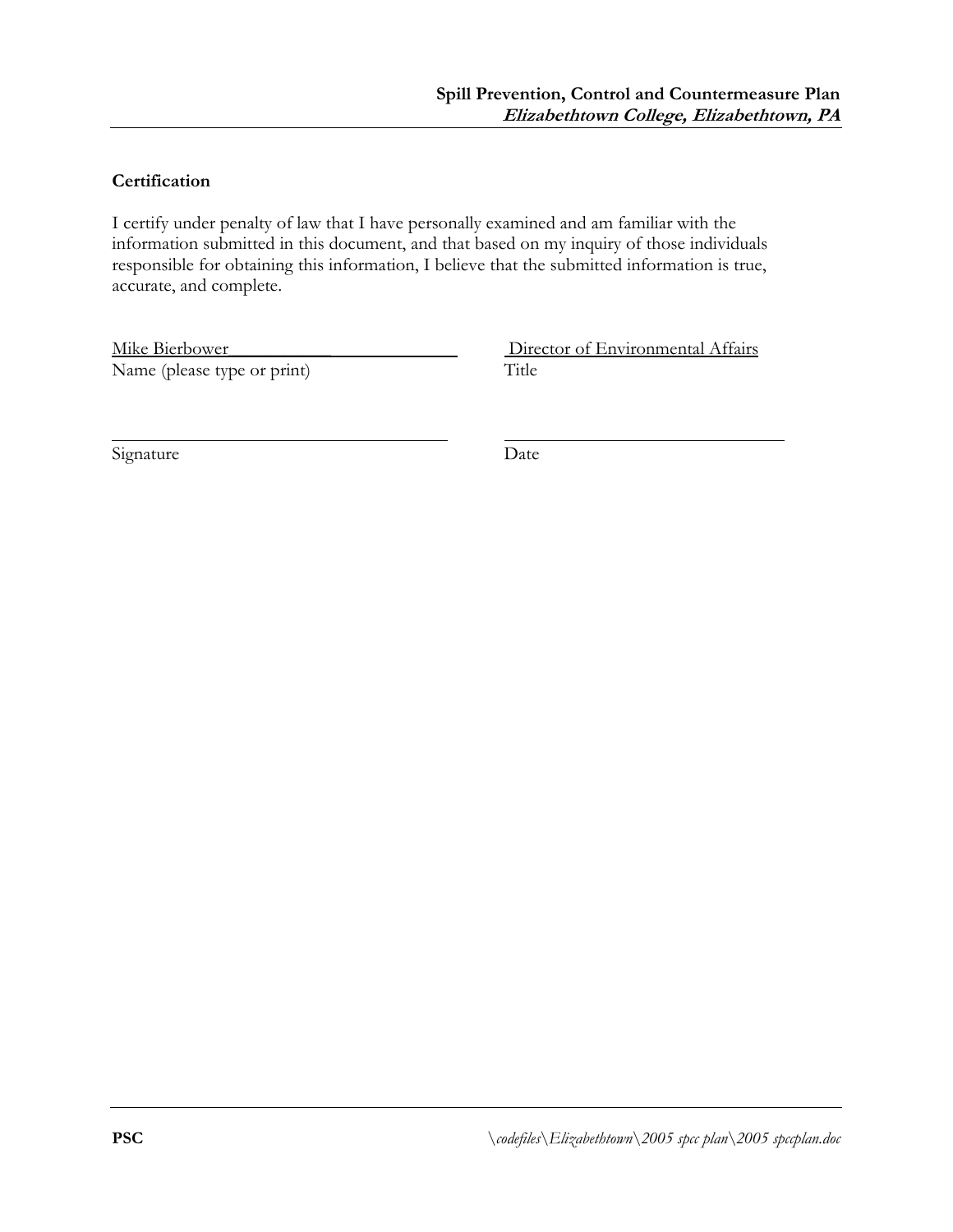## Certification

I certify under penalty of law that I have personally examined and am familiar with the information submitted in this document, and that based on my inquiry of those individuals responsible for obtaining this information, I believe that the submitted information is true, accurate, and complete.

| | |
|---|---|
| Mike Bierbower | Director of Environmental Affairs |
| Name (please type or print) | Title |
| | |
| Signature | Date |